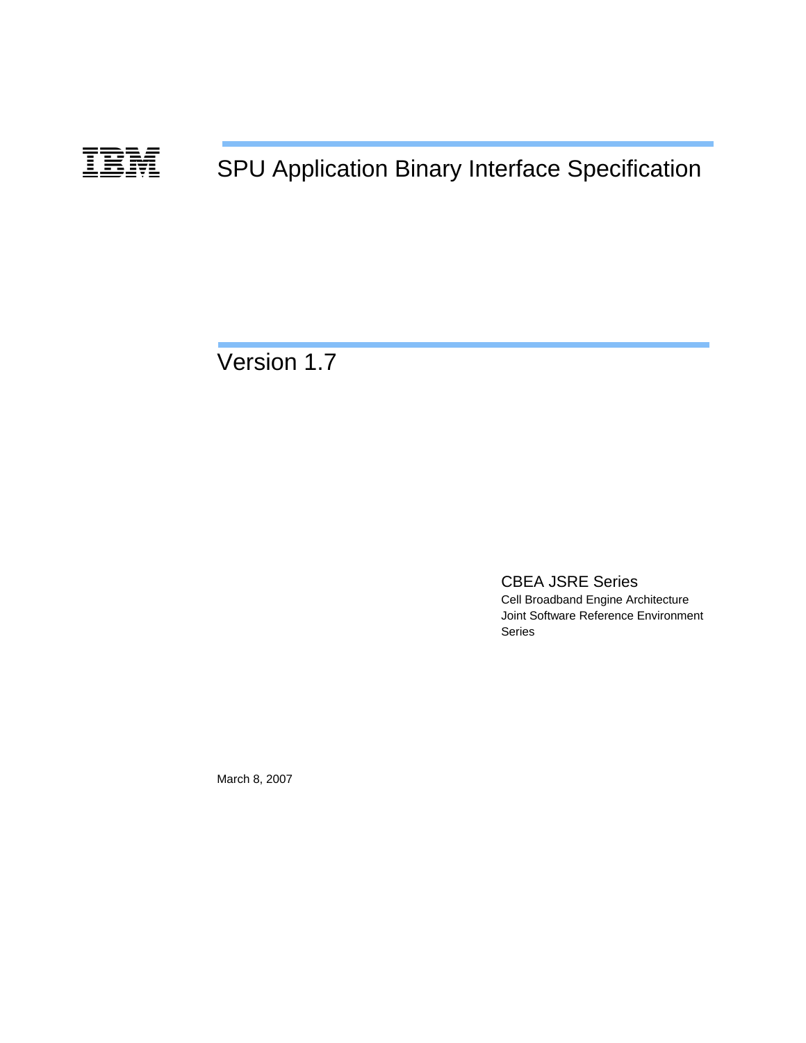IBM

# SPU Application Binary Interface Specification

## Version 1.7

CBEA JSRE Series

Cell Broadband Engine Architecture
Joint Software Reference Environment
Series

March 8, 2007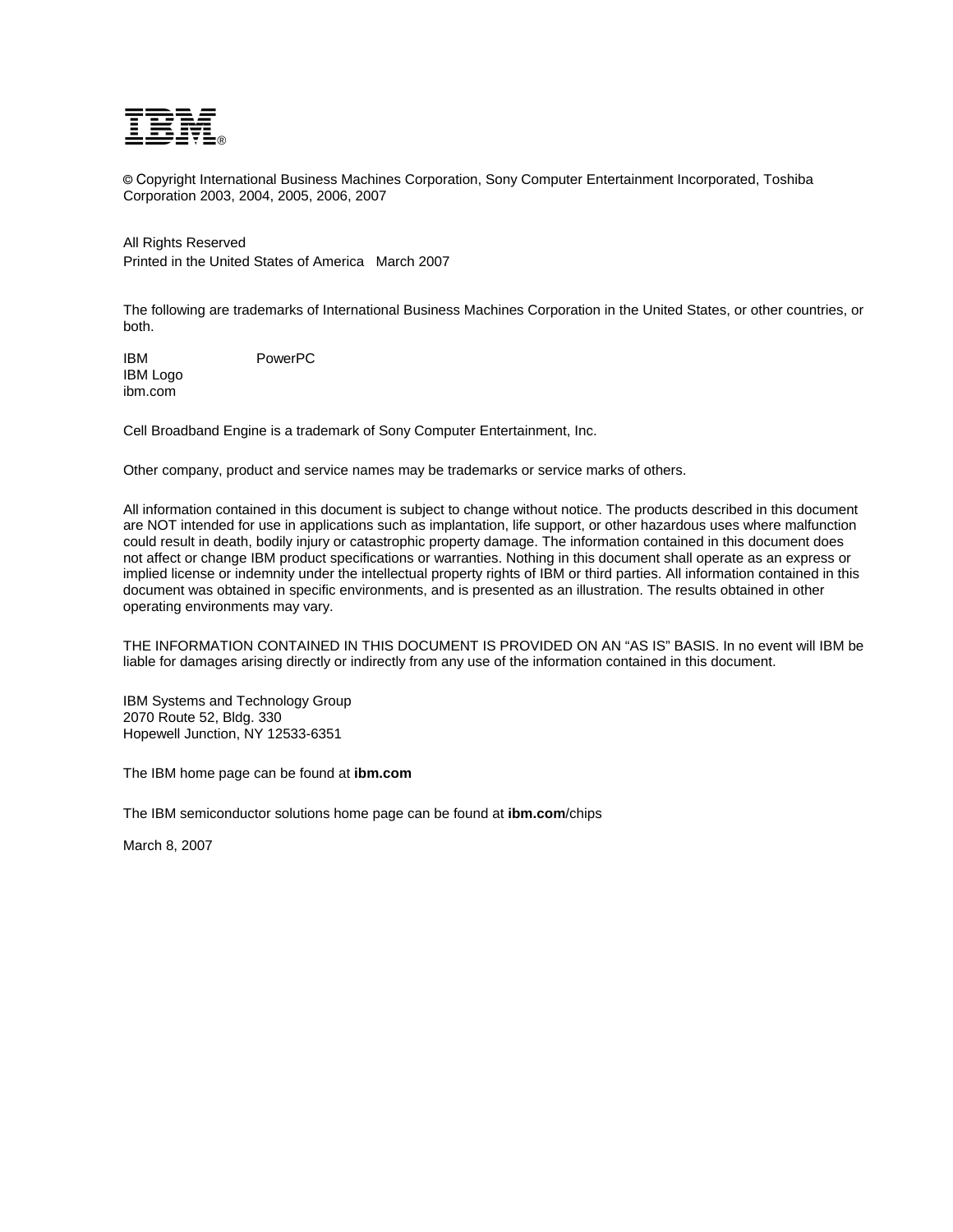IBM®

© Copyright International Business Machines Corporation, Sony Computer Entertainment Incorporated, Toshiba Corporation 2003, 2004, 2005, 2006, 2007

All Rights Reserved
Printed in the United States of America March 2007

The following are trademarks of International Business Machines Corporation in the United States, or other countries, or both.

| | |
|---|---|
| IBM | PowerPC |
| IBM Logo | |
| ibm.com | |

Cell Broadband Engine is a trademark of Sony Computer Entertainment, Inc.

Other company, product and service names may be trademarks or service marks of others.

All information contained in this document is subject to change without notice. The products described in this document are NOT intended for use in applications such as implantation, life support, or other hazardous uses where malfunction could result in death, bodily injury or catastrophic property damage. The information contained in this document does not affect or change IBM product specifications or warranties. Nothing in this document shall operate as an express or implied license or indemnity under the intellectual property rights of IBM or third parties. All information contained in this document was obtained in specific environments, and is presented as an illustration. The results obtained in other operating environments may vary.

THE INFORMATION CONTAINED IN THIS DOCUMENT IS PROVIDED ON AN "AS IS" BASIS. In no event will IBM be liable for damages arising directly or indirectly from any use of the information contained in this document.

IBM Systems and Technology Group
2070 Route 52, Bldg. 330
Hopewell Junction, NY 12533-6351

The IBM home page can be found at **ibm.com**

The IBM semiconductor solutions home page can be found at **ibm.com**/chips

March 8, 2007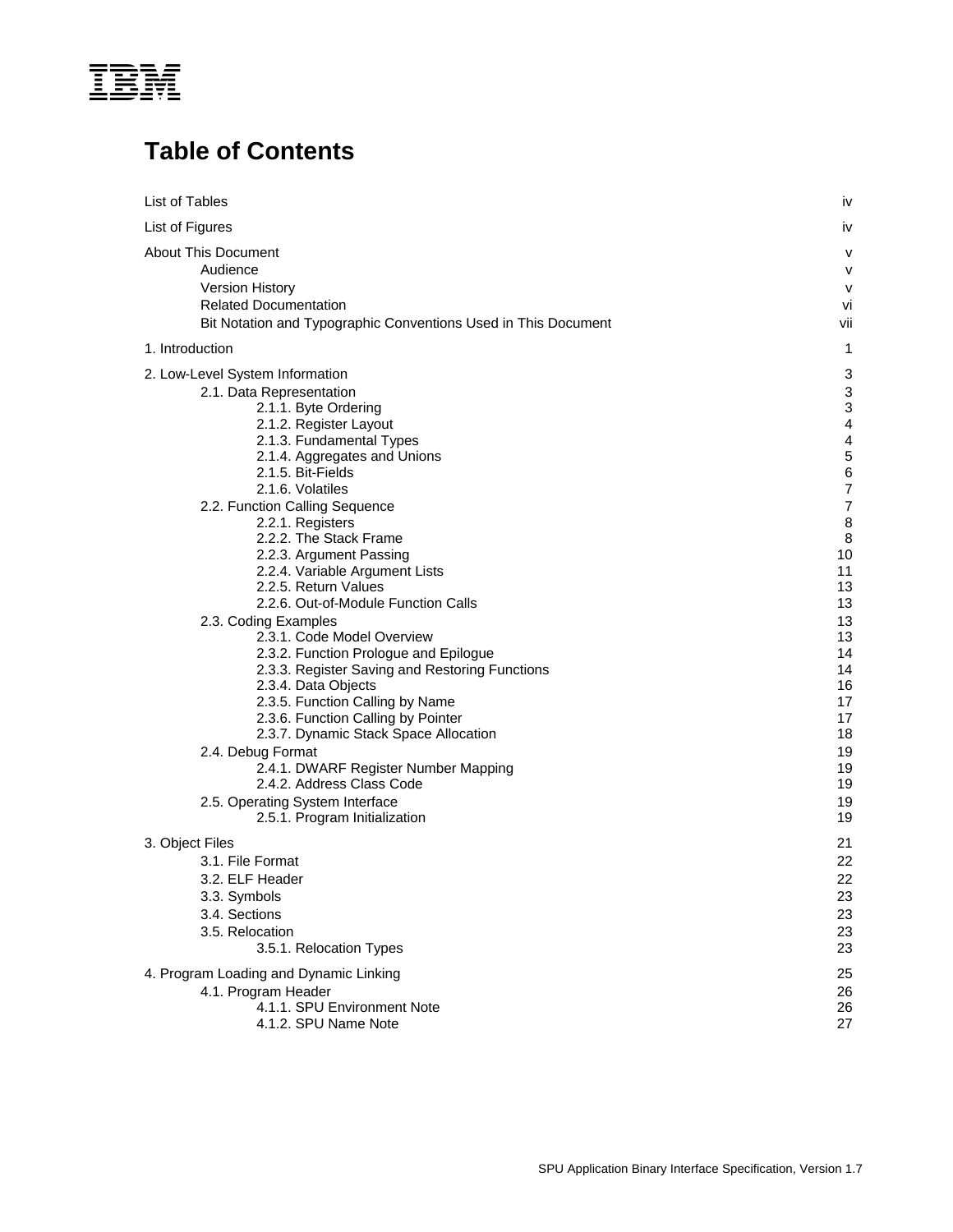# Table of Contents

| | |
|---|---|
| List of Tables | iv |
| List of Figures | iv |
| About This Document | v |
| Audience | v |
| Version History | v |
| Related Documentation | vi |
| Bit Notation and Typographic Conventions Used in This Document | vii |
| 1. Introduction | 1 |
| 2. Low-Level System Information | 3 |
| 2.1. Data Representation | 3 |
| 2.1.1. Byte Ordering | 3 |
| 2.1.2. Register Layout | 4 |
| 2.1.3. Fundamental Types | 4 |
| 2.1.4. Aggregates and Unions | 5 |
| 2.1.5. Bit-Fields | 6 |
| 2.1.6. Volatiles | 7 |
| 2.2. Function Calling Sequence | 7 |
| 2.2.1. Registers | 8 |
| 2.2.2. The Stack Frame | 8 |
| 2.2.3. Argument Passing | 10 |
| 2.2.4. Variable Argument Lists | 11 |
| 2.2.5. Return Values | 13 |
| 2.2.6. Out-of-Module Function Calls | 13 |
| 2.3. Coding Examples | 13 |
| 2.3.1. Code Model Overview | 13 |
| 2.3.2. Function Prologue and Epilogue | 14 |
| 2.3.3. Register Saving and Restoring Functions | 14 |
| 2.3.4. Data Objects | 16 |
| 2.3.5. Function Calling by Name | 17 |
| 2.3.6. Function Calling by Pointer | 17 |
| 2.3.7. Dynamic Stack Space Allocation | 18 |
| 2.4. Debug Format | 19 |
| 2.4.1. DWARF Register Number Mapping | 19 |
| 2.4.2. Address Class Code | 19 |
| 2.5. Operating System Interface | 19 |
| 2.5.1. Program Initialization | 19 |
| 3. Object Files | 21 |
| 3.1. File Format | 22 |
| 3.2. ELF Header | 22 |
| 3.3. Symbols | 23 |
| 3.4. Sections | 23 |
| 3.5. Relocation | 23 |
| 3.5.1. Relocation Types | 23 |
| 4. Program Loading and Dynamic Linking | 25 |
| 4.1. Program Header | 26 |
| 4.1.1. SPU Environment Note | 26 |
| 4.1.2. SPU Name Note | 27 |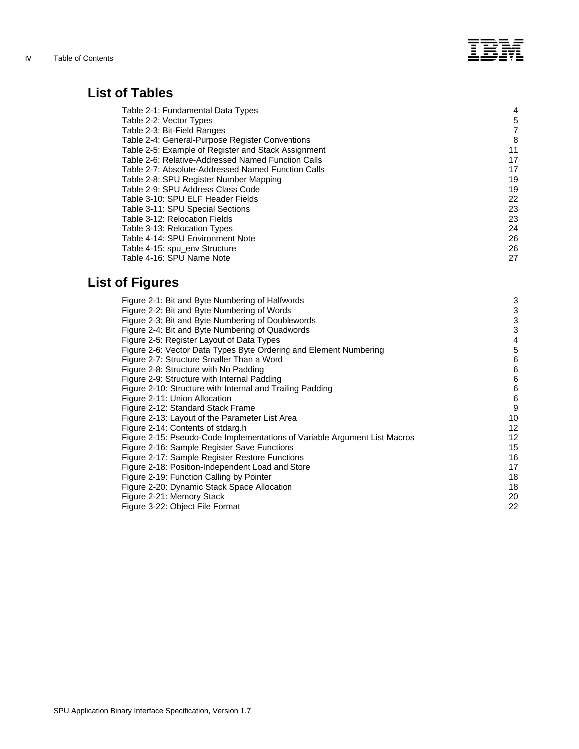## List of Tables

| | |
|---|---|
| Table 2-1: Fundamental Data Types | 4 |
| Table 2-2: Vector Types | 5 |
| Table 2-3: Bit-Field Ranges | 7 |
| Table 2-4: General-Purpose Register Conventions | 8 |
| Table 2-5: Example of Register and Stack Assignment | 11 |
| Table 2-6: Relative-Addressed Named Function Calls | 17 |
| Table 2-7: Absolute-Addressed Named Function Calls | 17 |
| Table 2-8: SPU Register Number Mapping | 19 |
| Table 2-9: SPU Address Class Code | 19 |
| Table 3-10: SPU ELF Header Fields | 22 |
| Table 3-11: SPU Special Sections | 23 |
| Table 3-12: Relocation Fields | 23 |
| Table 3-13: Relocation Types | 24 |
| Table 4-14: SPU Environment Note | 26 |
| Table 4-15: spu_env Structure | 26 |
| Table 4-16: SPU Name Note | 27 |

## List of Figures

| | |
|---|---|
| Figure 2-1: Bit and Byte Numbering of Halfwords | 3 |
| Figure 2-2: Bit and Byte Numbering of Words | 3 |
| Figure 2-3: Bit and Byte Numbering of Doublewords | 3 |
| Figure 2-4: Bit and Byte Numbering of Quadwords | 3 |
| Figure 2-5: Register Layout of Data Types | 4 |
| Figure 2-6: Vector Data Types Byte Ordering and Element Numbering | 5 |
| Figure 2-7: Structure Smaller Than a Word | 6 |
| Figure 2-8: Structure with No Padding | 6 |
| Figure 2-9: Structure with Internal Padding | 6 |
| Figure 2-10: Structure with Internal and Trailing Padding | 6 |
| Figure 2-11: Union Allocation | 6 |
| Figure 2-12: Standard Stack Frame | 9 |
| Figure 2-13: Layout of the Parameter List Area | 10 |
| Figure 2-14: Contents of stdarg.h | 12 |
| Figure 2-15: Pseudo-Code Implementations of Variable Argument List Macros | 12 |
| Figure 2-16: Sample Register Save Functions | 15 |
| Figure 2-17: Sample Register Restore Functions | 16 |
| Figure 2-18: Position-Independent Load and Store | 17 |
| Figure 2-19: Function Calling by Pointer | 18 |
| Figure 2-20: Dynamic Stack Space Allocation | 18 |
| Figure 2-21: Memory Stack | 20 |
| Figure 3-22: Object File Format | 22 |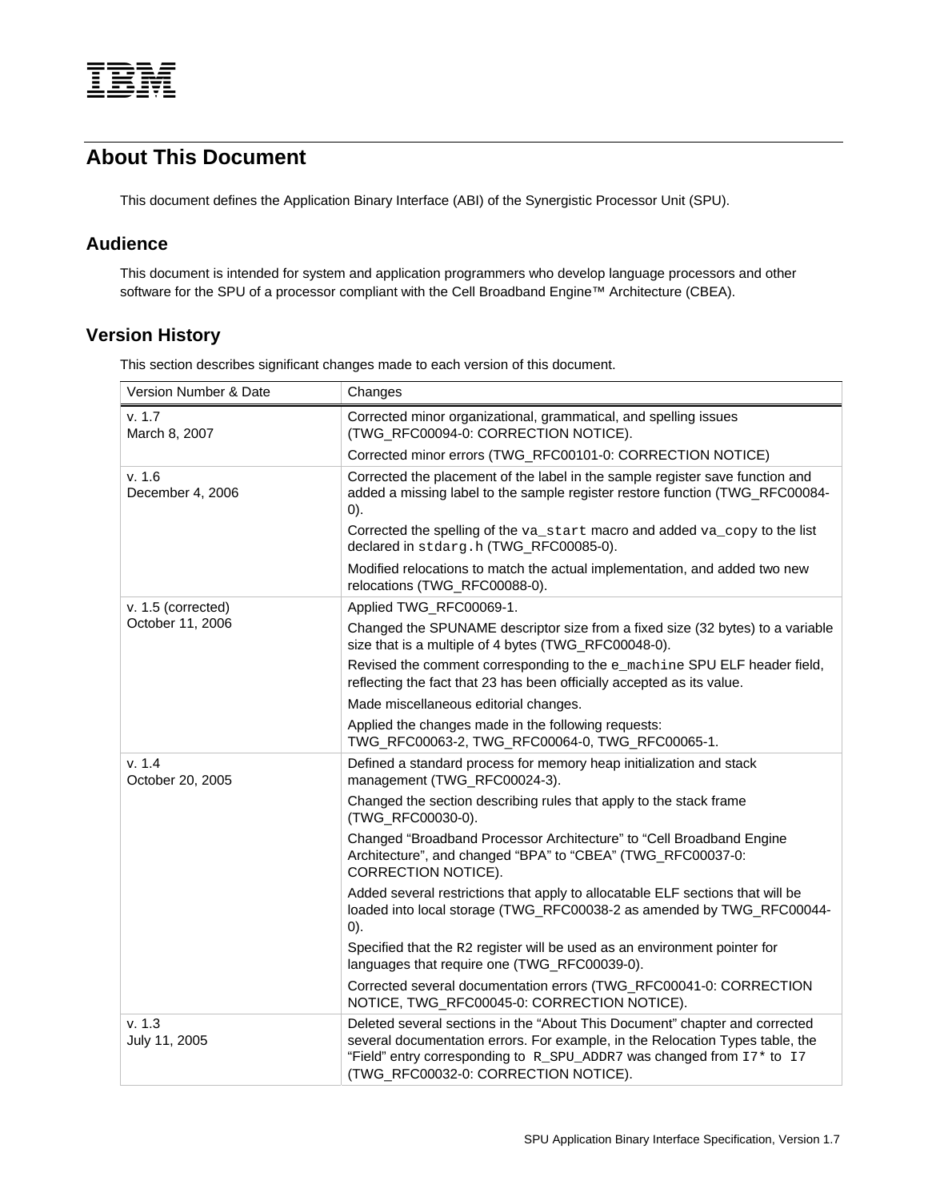# About This Document

This document defines the Application Binary Interface (ABI) of the Synergistic Processor Unit (SPU).

## Audience

This document is intended for system and application programmers who develop language processors and other software for the SPU of a processor compliant with the Cell Broadband Engine™ Architecture (CBEA).

## Version History

This section describes significant changes made to each version of this document.

| Version Number & Date | Changes |
|---|---|
| v. 1.7<br>March 8, 2007 | Corrected minor organizational, grammatical, and spelling issues (TWG_RFC00094-0: CORRECTION NOTICE).<br>Corrected minor errors (TWG_RFC00101-0: CORRECTION NOTICE) |
| v. 1.6<br>December 4, 2006 | Corrected the placement of the label in the sample register save function and added a missing label to the sample register restore function (TWG_RFC00084-0).<br>Corrected the spelling of the `va_start` macro and added `va_copy` to the list declared in `stdarg.h` (TWG_RFC00085-0).<br>Modified relocations to match the actual implementation, and added two new relocations (TWG_RFC00088-0). |
| v. 1.5 (corrected)<br>October 11, 2006 | Applied TWG_RFC00069-1.<br>Changed the SPUNAME descriptor size from a fixed size (32 bytes) to a variable size that is a multiple of 4 bytes (TWG_RFC00048-0).<br>Revised the comment corresponding to the `e_machine` SPU ELF header field, reflecting the fact that 23 has been officially accepted as its value.<br>Made miscellaneous editorial changes.<br>Applied the changes made in the following requests: TWG_RFC00063-2, TWG_RFC00064-0, TWG_RFC00065-1. |
| v. 1.4<br>October 20, 2005 | Defined a standard process for memory heap initialization and stack management (TWG_RFC00024-3).<br>Changed the section describing rules that apply to the stack frame (TWG_RFC00030-0).<br>Changed “Broadband Processor Architecture” to “Cell Broadband Engine Architecture”, and changed “BPA” to “CBEA” (TWG_RFC00037-0: CORRECTION NOTICE).<br>Added several restrictions that apply to allocatable ELF sections that will be loaded into local storage (TWG_RFC00038-2 as amended by TWG_RFC00044-0).<br>Specified that the `R2` register will be used as an environment pointer for languages that require one (TWG_RFC00039-0).<br>Corrected several documentation errors (TWG_RFC00041-0: CORRECTION NOTICE, TWG_RFC00045-0: CORRECTION NOTICE). |
| v. 1.3<br>July 11, 2005 | Deleted several sections in the “About This Document” chapter and corrected several documentation errors. For example, in the Relocation Types table, the “Field” entry corresponding to `R_SPU_ADDR7` was changed from `I7*` to `I7` (TWG_RFC00032-0: CORRECTION NOTICE). |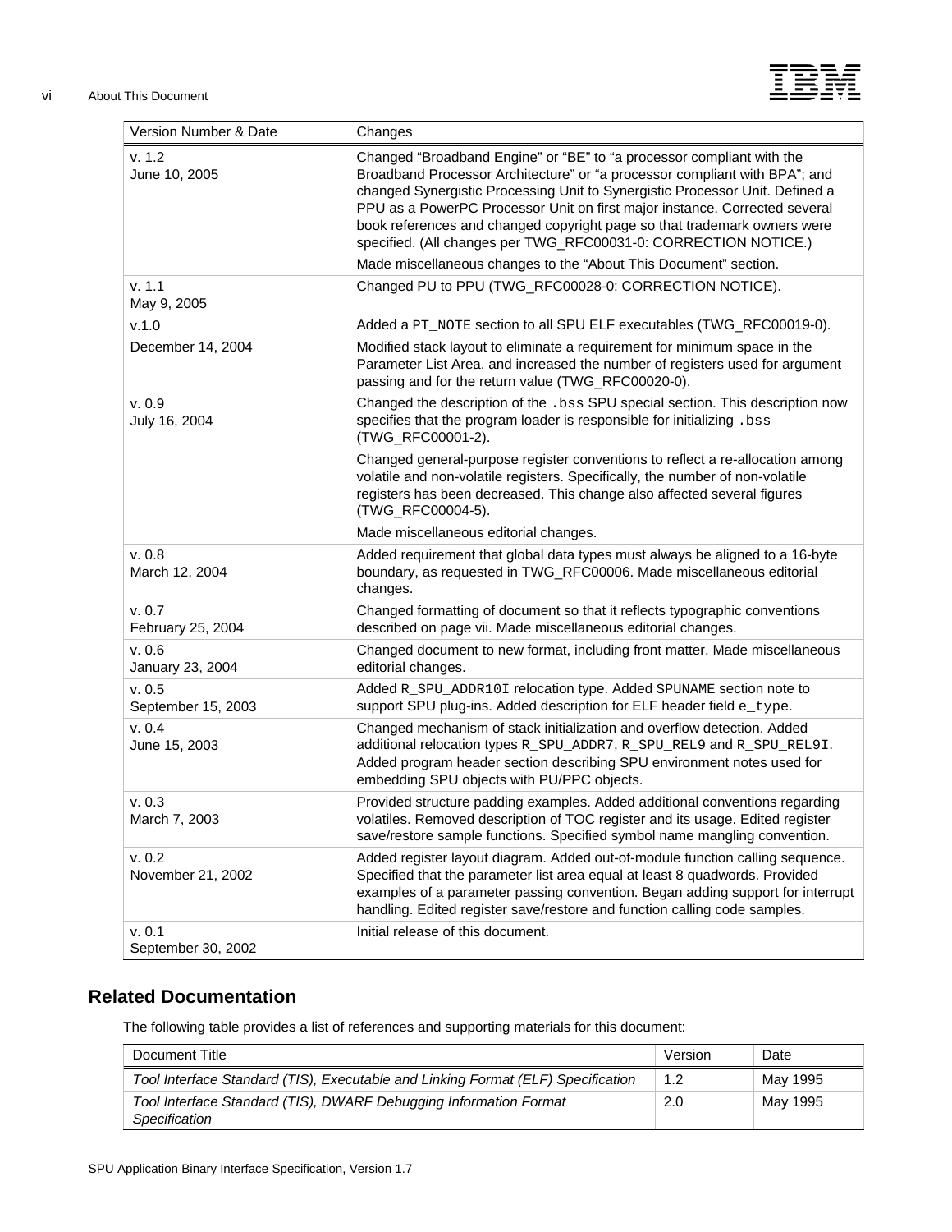| Version Number & Date | Changes |
|---|---|
| v. 1.2<br>June 10, 2005 | Changed “Broadband Engine” or “BE” to “a processor compliant with the Broadband Processor Architecture” or “a processor compliant with BPA”; and changed Synergistic Processing Unit to Synergistic Processor Unit. Defined a PPU as a PowerPC Processor Unit on first major instance. Corrected several book references and changed copyright page so that trademark owners were specified. (All changes per TWG_RFC00031-0: CORRECTION NOTICE.)<br>Made miscellaneous changes to the “About This Document” section. |
| v. 1.1<br>May 9, 2005 | Changed PU to PPU (TWG_RFC00028-0: CORRECTION NOTICE). |
| v.1.0<br>December 14, 2004 | Added a `PT_NOTE` section to all SPU ELF executables (TWG_RFC00019-0).<br>Modified stack layout to eliminate a requirement for minimum space in the Parameter List Area, and increased the number of registers used for argument passing and for the return value (TWG_RFC00020-0). |
| v. 0.9<br>July 16, 2004 | Changed the description of the `.bss` SPU special section. This description now specifies that the program loader is responsible for initializing `.bss` (TWG_RFC00001-2).<br>Changed general-purpose register conventions to reflect a re-allocation among volatile and non-volatile registers. Specifically, the number of non-volatile registers has been decreased. This change also affected several figures (TWG_RFC00004-5).<br>Made miscellaneous editorial changes. |
| v. 0.8<br>March 12, 2004 | Added requirement that global data types must always be aligned to a 16-byte boundary, as requested in TWG_RFC00006. Made miscellaneous editorial changes. |
| v. 0.7<br>February 25, 2004 | Changed formatting of document so that it reflects typographic conventions described on page vii. Made miscellaneous editorial changes. |
| v. 0.6<br>January 23, 2004 | Changed document to new format, including front matter. Made miscellaneous editorial changes. |
| v. 0.5<br>September 15, 2003 | Added `R_SPU_ADDR10I` relocation type. Added `SPUNAME` section note to support SPU plug-ins. Added description for ELF header field `e_type`. |
| v. 0.4<br>June 15, 2003 | Changed mechanism of stack initialization and overflow detection. Added additional relocation types `R_SPU_ADDR7`, `R_SPU_REL9` and `R_SPU_REL9I`. Added program header section describing SPU environment notes used for embedding SPU objects with PU/PPC objects. |
| v. 0.3<br>March 7, 2003 | Provided structure padding examples. Added additional conventions regarding volatiles. Removed description of TOC register and its usage. Edited register save/restore sample functions. Specified symbol name mangling convention. |
| v. 0.2<br>November 21, 2002 | Added register layout diagram. Added out-of-module function calling sequence. Specified that the parameter list area equal at least 8 quadwords. Provided examples of a parameter passing convention. Began adding support for interrupt handling. Edited register save/restore and function calling code samples. |
| v. 0.1<br>September 30, 2002 | Initial release of this document. |

## Related Documentation

The following table provides a list of references and supporting materials for this document:

| Document Title | Version | Date |
|---|---|---|
| *Tool Interface Standard (TIS), Executable and Linking Format (ELF) Specification* | 1.2 | May 1995 |
| *Tool Interface Standard (TIS), DWARF Debugging Information Format Specification* | 2.0 | May 1995 |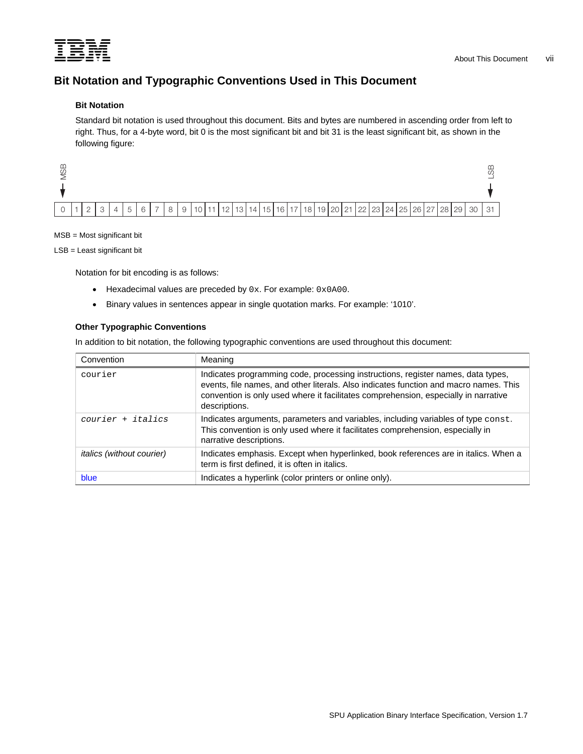## Bit Notation and Typographic Conventions Used in This Document

### Bit Notation

Standard bit notation is used throughout this document. Bits and bytes are numbered in ascending order from left to right. Thus, for a 4-byte word, bit 0 is the most significant bit and bit 31 is the least significant bit, as shown in the following figure:

| MSB ↓ | | | | | | | | | | | | | | | | | | | | | | | | | | | | | | | LSB ↓ |
|---|---|---|---|---|---|---|---|---|---|---|---|---|---|---|---|---|---|---|---|---|---|---|---|---|---|---|---|---|---|---|---|
| 0 | 1 | 2 | 3 | 4 | 5 | 6 | 7 | 8 | 9 | 10 | 11 | 12 | 13 | 14 | 15 | 16 | 17 | 18 | 19 | 20 | 21 | 22 | 23 | 24 | 25 | 26 | 27 | 28 | 29 | 30 | 31 |

MSB = Most significant bit

LSB = Least significant bit

Notation for bit encoding is as follows:

- Hexadecimal values are preceded by `0x`. For example: `0x0A00`.
- Binary values in sentences appear in single quotation marks. For example: '1010'.

### Other Typographic Conventions

In addition to bit notation, the following typographic conventions are used throughout this document:

| Convention | Meaning |
|---|---|
| `courier` | Indicates programming code, processing instructions, register names, data types, events, file names, and other literals. Also indicates function and macro names. This convention is only used where it facilitates comprehension, especially in narrative descriptions. |
| `courier` + *`italics`* | Indicates arguments, parameters and variables, including variables of type `const`. This convention is only used where it facilitates comprehension, especially in narrative descriptions. |
| *italics (without courier)* | Indicates emphasis. Except when hyperlinked, book references are in italics. When a term is first defined, it is often in italics. |
| blue | Indicates a hyperlink (color printers or online only). |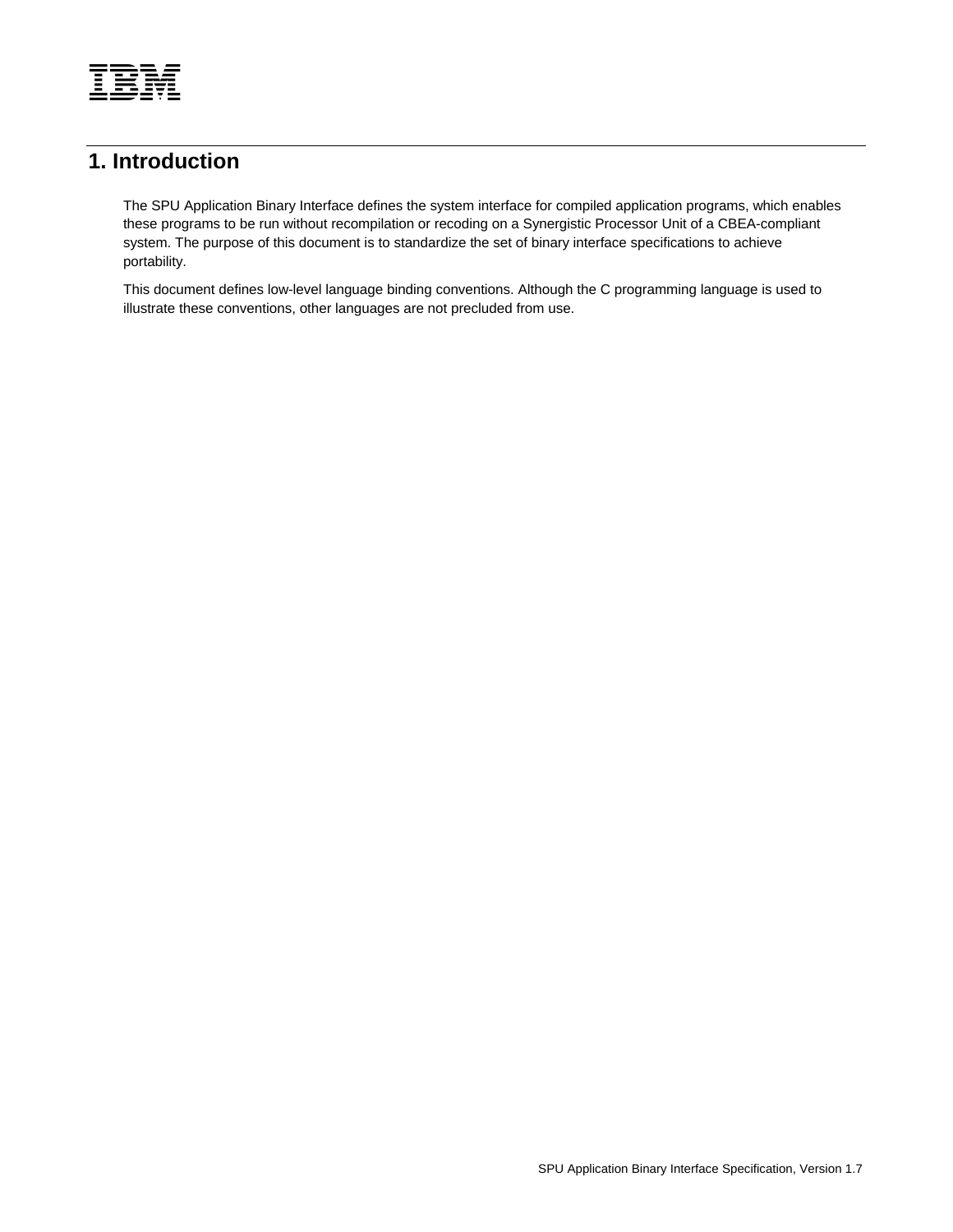# 1. Introduction

The SPU Application Binary Interface defines the system interface for compiled application programs, which enables these programs to be run without recompilation or recoding on a Synergistic Processor Unit of a CBEA-compliant system. The purpose of this document is to standardize the set of binary interface specifications to achieve portability.

This document defines low-level language binding conventions. Although the C programming language is used to illustrate these conventions, other languages are not precluded from use.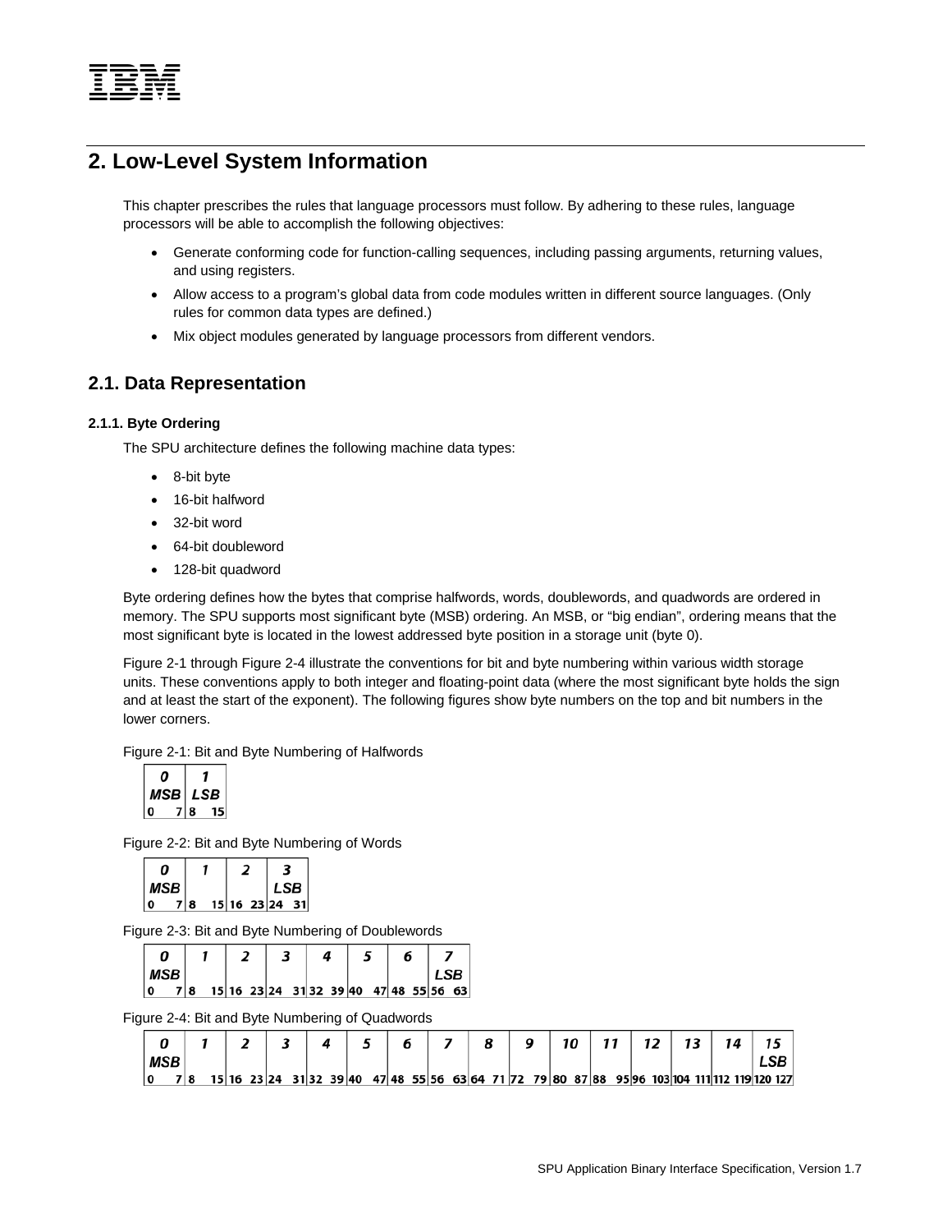# 2. Low-Level System Information

This chapter prescribes the rules that language processors must follow. By adhering to these rules, language processors will be able to accomplish the following objectives:

- Generate conforming code for function-calling sequences, including passing arguments, returning values, and using registers.
- Allow access to a program's global data from code modules written in different source languages. (Only rules for common data types are defined.)
- Mix object modules generated by language processors from different vendors.

## 2.1. Data Representation

### 2.1.1. Byte Ordering

The SPU architecture defines the following machine data types:

- 8-bit byte
- 16-bit halfword
- 32-bit word
- 64-bit doubleword
- 128-bit quadword

Byte ordering defines how the bytes that comprise halfwords, words, doublewords, and quadwords are ordered in memory. The SPU supports most significant byte (MSB) ordering. An MSB, or "big endian", ordering means that the most significant byte is located in the lowest addressed byte position in a storage unit (byte 0).

Figure 2-1 through Figure 2-4 illustrate the conventions for bit and byte numbering within various width storage units. These conventions apply to both integer and floating-point data (where the most significant byte holds the sign and at least the start of the exponent). The following figures show byte numbers on the top and bit numbers in the lower corners.

Figure 2-1: Bit and Byte Numbering of Halfwords

| 0 | 1 |
|---|---|
| MSB | LSB |
| 0 7 | 8 15 |

Figure 2-2: Bit and Byte Numbering of Words

| 0 | 1 | 2 | 3 |
|---|---|---|---|
| MSB | | | LSB |
| 0 7 | 8 15 | 16 23 | 24 31 |

Figure 2-3: Bit and Byte Numbering of Doublewords

| 0 | 1 | 2 | 3 | 4 | 5 | 6 | 7 |
|---|---|---|---|---|---|---|---|
| MSB | | | | | | | LSB |
| 0 7 | 8 15 | 16 23 | 24 31 | 32 39 | 40 47 | 48 55 | 56 63 |

Figure 2-4: Bit and Byte Numbering of Quadwords

| 0 | 1 | 2 | 3 | 4 | 5 | 6 | 7 | 8 | 9 | 10 | 11 | 12 | 13 | 14 | 15 |
|---|---|---|---|---|---|---|---|---|---|---|---|---|---|---|---|
| MSB | | | | | | | | | | | | | | | LSB |
| 0 7 | 8 15 | 16 23 | 24 31 | 32 39 | 40 47 | 48 55 | 56 63 | 64 71 | 72 79 | 80 87 | 88 95 | 96 103 | 104 111 | 112 119 | 120 127 |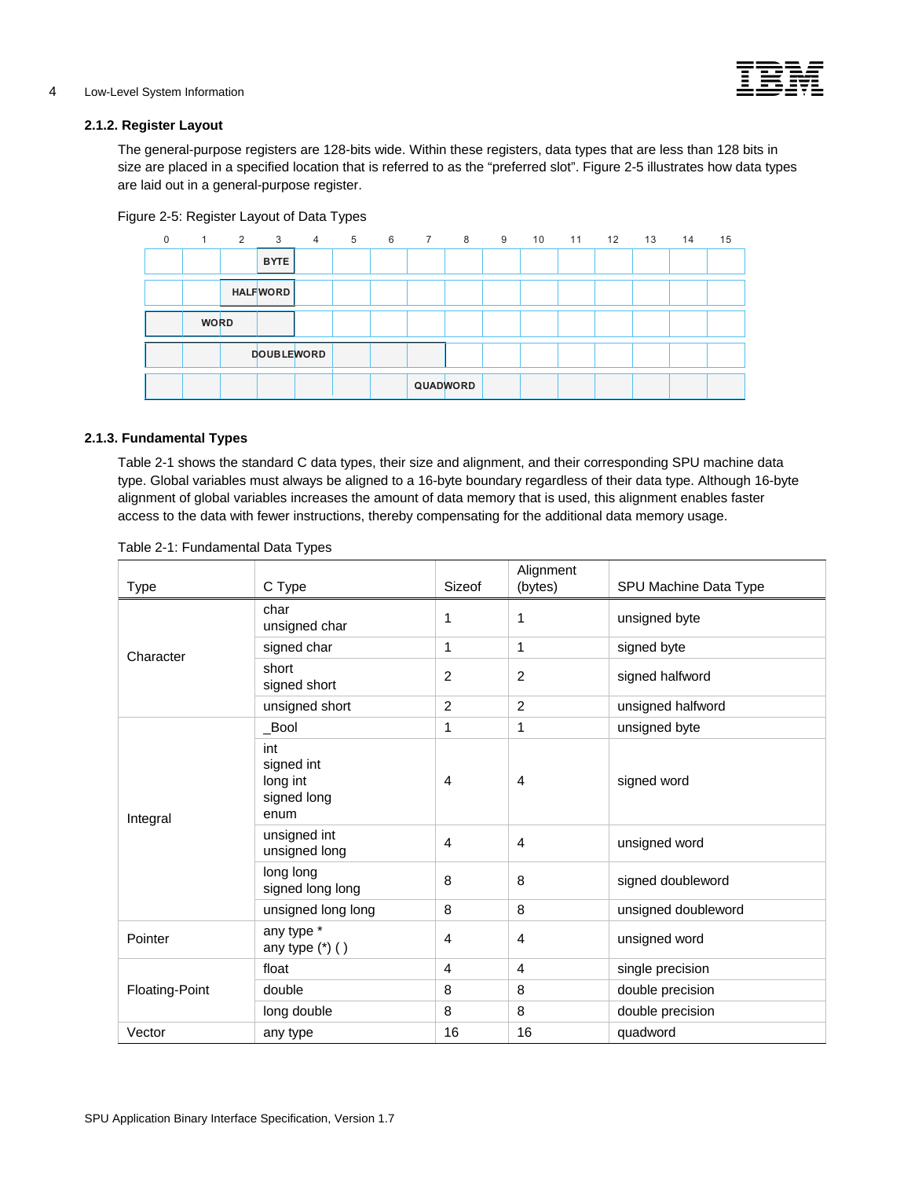### 2.1.2. Register Layout

The general-purpose registers are 128-bits wide. Within these registers, data types that are less than 128 bits in size are placed in a specified location that is referred to as the “preferred slot”. Figure 2-5 illustrates how data types are laid out in a general-purpose register.

Figure 2-5: Register Layout of Data Types

| 0 | 1 | 2 | 3 | 4 | 5 | 6 | 7 | 8 | 9 | 10 | 11 | 12 | 13 | 14 | 15 |
|---|---|---|---|---|---|---|---|---|---|---|---|---|---|---|---|
| | | | BYTE | | | | | | | | | | | | |
| | | HALFWORD | | | | | | | | | | | | | |
| WORD | | | | | | | | | | | | | | | |
| DOUBLEWORD | | | | | | | | | | | | | | | |
| QUADWORD | | | | | | | | | | | | | | | |

### 2.1.3. Fundamental Types

Table 2-1 shows the standard C data types, their size and alignment, and their corresponding SPU machine data type. Global variables must always be aligned to a 16-byte boundary regardless of their data type. Although 16-byte alignment of global variables increases the amount of data memory that is used, this alignment enables faster access to the data with fewer instructions, thereby compensating for the additional data memory usage.

Table 2-1: Fundamental Data Types

| Type | C Type | Sizeof | Alignment (bytes) | SPU Machine Data Type |
|---|---|---|---|---|
| Character | char<br>unsigned char | 1 | 1 | unsigned byte |
| | signed char | 1 | 1 | signed byte |
| | short<br>signed short | 2 | 2 | signed halfword |
| | unsigned short | 2 | 2 | unsigned halfword |
| Integral | _Bool | 1 | 1 | unsigned byte |
| | int<br>signed int<br>long int<br>signed long<br>enum | 4 | 4 | signed word |
| | unsigned int<br>unsigned long | 4 | 4 | unsigned word |
| | long long<br>signed long long | 8 | 8 | signed doubleword |
| | unsigned long long | 8 | 8 | unsigned doubleword |
| Pointer | any type *<br>any type (*) ( ) | 4 | 4 | unsigned word |
| Floating-Point | float | 4 | 4 | single precision |
| | double | 8 | 8 | double precision |
| | long double | 8 | 8 | double precision |
| Vector | any type | 16 | 16 | quadword |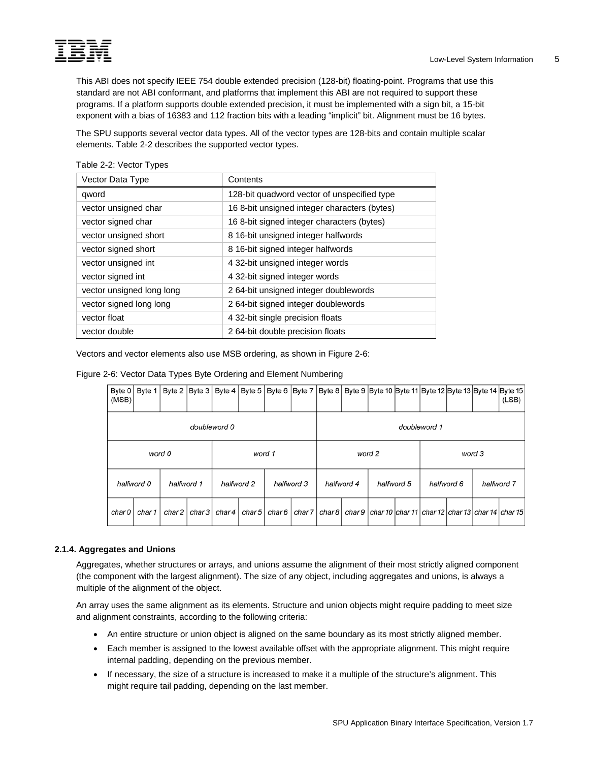This ABI does not specify IEEE 754 double extended precision (128-bit) floating-point. Programs that use this standard are not ABI conformant, and platforms that implement this ABI are not required to support these programs. If a platform supports double extended precision, it must be implemented with a sign bit, a 15-bit exponent with a bias of 16383 and 112 fraction bits with a leading "implicit" bit. Alignment must be 16 bytes.

The SPU supports several vector data types. All of the vector types are 128-bits and contain multiple scalar elements. Table 2-2 describes the supported vector types.

Table 2-2: Vector Types

| Vector Data Type | Contents |
|---|---|
| qword | 128-bit quadword vector of unspecified type |
| vector unsigned char | 16 8-bit unsigned integer characters (bytes) |
| vector signed char | 16 8-bit signed integer characters (bytes) |
| vector unsigned short | 8 16-bit unsigned integer halfwords |
| vector signed short | 8 16-bit signed integer halfwords |
| vector unsigned int | 4 32-bit unsigned integer words |
| vector signed int | 4 32-bit signed integer words |
| vector unsigned long long | 2 64-bit unsigned integer doublewords |
| vector signed long long | 2 64-bit signed integer doublewords |
| vector float | 4 32-bit single precision floats |
| vector double | 2 64-bit double precision floats |

Vectors and vector elements also use MSB ordering, as shown in Figure 2-6:

Figure 2-6: Vector Data Types Byte Ordering and Element Numbering

| Byte 0 (MSB) | Byte 1 | Byte 2 | Byte 3 | Byte 4 | Byte 5 | Byte 6 | Byte 7 | Byte 8 | Byte 9 | Byte 10 | Byte 11 | Byte 12 | Byte 13 | Byte 14 | Byte 15 (LSB) |
|---|---|---|---|---|---|---|---|---|---|---|---|---|---|---|---|
| *doubleword 0* | | | | | | | | *doubleword 1* | | | | | | | |
| *word 0* | | | | *word 1* | | | | *word 2* | | | | *word 3* | | | |
| *halfword 0* | | *halfword 1* | | *halfword 2* | | *halfword 3* | | *halfword 4* | | *halfword 5* | | *halfword 6* | | *halfword 7* | |
| *char 0* | *char 1* | *char 2* | *char 3* | *char 4* | *char 5* | *char 6* | *char 7* | *char 8* | *char 9* | *char 10* | *char 11* | *char 12* | *char 13* | *char 14* | *char 15* |

### 2.1.4. Aggregates and Unions

Aggregates, whether structures or arrays, and unions assume the alignment of their most strictly aligned component (the component with the largest alignment). The size of any object, including aggregates and unions, is always a multiple of the alignment of the object.

An array uses the same alignment as its elements. Structure and union objects might require padding to meet size and alignment constraints, according to the following criteria:

- An entire structure or union object is aligned on the same boundary as its most strictly aligned member.
- Each member is assigned to the lowest available offset with the appropriate alignment. This might require internal padding, depending on the previous member.
- If necessary, the size of a structure is increased to make it a multiple of the structure's alignment. This might require tail padding, depending on the last member.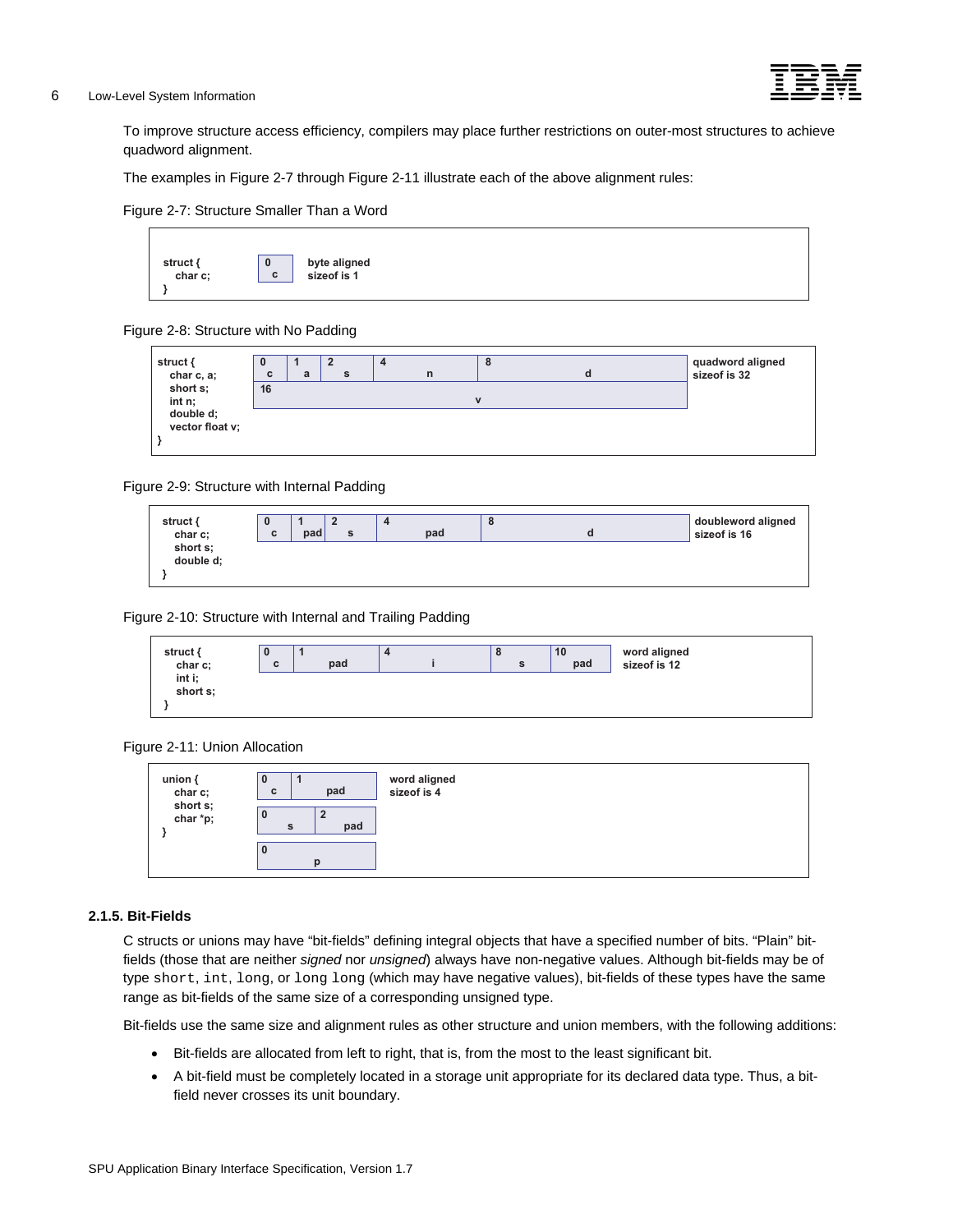To improve structure access efficiency, compilers may place further restrictions on outer-most structures to achieve quadword alignment.

The examples in Figure 2-7 through Figure 2-11 illustrate each of the above alignment rules:

Figure 2-7: Structure Smaller Than a Word

```
struct {
  char c;
}
```

| 0 c |
|---|

byte aligned
sizeof is 1

Figure 2-8: Structure with No Padding

```
struct {
  char c, a;
  short s;
  int n;
  double d;
  vector float v;
}
```

| 0 c | 1 a | 2 s | 4 n | 8 d |
|---|---|---|---|---|
| 16 v | | | | |

quadword aligned
sizeof is 32

Figure 2-9: Structure with Internal Padding

```
struct {
  char c;
  short s;
  double d;
}
```

| 0 c | 1 pad | 2 s | 4 pad | 8 d |
|---|---|---|---|---|

doubleword aligned
sizeof is 16

Figure 2-10: Structure with Internal and Trailing Padding

```
struct {
  char c;
  int i;
  short s;
}
```

| 0 c | 1 pad | 4 i | 8 s | 10 pad |
|---|---|---|---|---|

word aligned
sizeof is 12

Figure 2-11: Union Allocation

```
union {
  char c;
  short s;
  char *p;
}
```

| 0 c | 1 pad |
|---|---|
| 0 s | 2 pad |
| 0 p | |

word aligned
sizeof is 4

### 2.1.5. Bit-Fields

C structs or unions may have "bit-fields" defining integral objects that have a specified number of bits. "Plain" bit-fields (those that are neither *signed* nor *unsigned*) always have non-negative values. Although bit-fields may be of type `short`, `int`, `long`, or `long long` (which may have negative values), bit-fields of these types have the same range as bit-fields of the same size of a corresponding unsigned type.

Bit-fields use the same size and alignment rules as other structure and union members, with the following additions:

- Bit-fields are allocated from left to right, that is, from the most to the least significant bit.
- A bit-field must be completely located in a storage unit appropriate for its declared data type. Thus, a bit-field never crosses its unit boundary.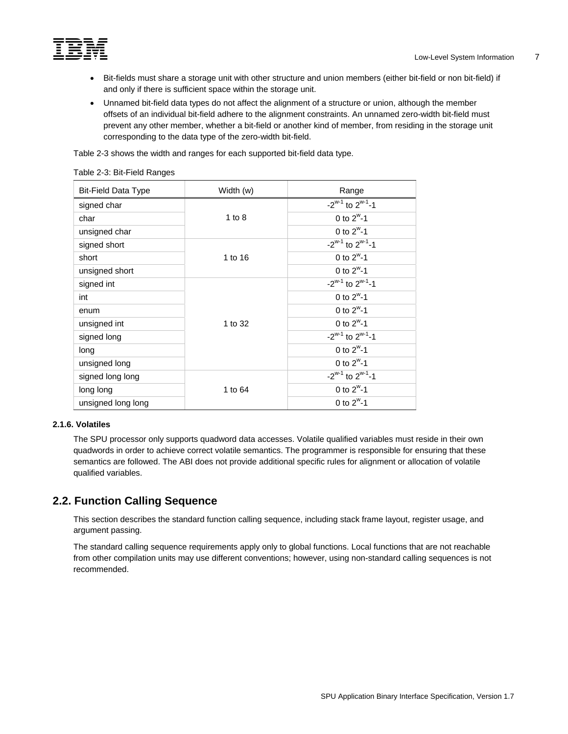- Bit-fields must share a storage unit with other structure and union members (either bit-field or non bit-field) if and only if there is sufficient space within the storage unit.
- Unnamed bit-field data types do not affect the alignment of a structure or union, although the member offsets of an individual bit-field adhere to the alignment constraints. An unnamed zero-width bit-field must prevent any other member, whether a bit-field or another kind of member, from residing in the storage unit corresponding to the data type of the zero-width bit-field.

Table 2-3 shows the width and ranges for each supported bit-field data type.

Table 2-3: Bit-Field Ranges

| Bit-Field Data Type | Width (w) | Range |
|---|---|---|
| signed char | 1 to 8 | $-2^{w-1}$ to $2^{w-1}-1$ |
| char | | 0 to $2^{w}-1$ |
| unsigned char | | 0 to $2^{w}-1$ |
| signed short | 1 to 16 | $-2^{w-1}$ to $2^{w-1}-1$ |
| short | | 0 to $2^{w}-1$ |
| unsigned short | | 0 to $2^{w}-1$ |
| signed int | 1 to 32 | $-2^{w-1}$ to $2^{w-1}-1$ |
| int | | 0 to $2^{w}-1$ |
| enum | | 0 to $2^{w}-1$ |
| unsigned int | | 0 to $2^{w}-1$ |
| signed long | | $-2^{w-1}$ to $2^{w-1}-1$ |
| long | | 0 to $2^{w}-1$ |
| unsigned long | | 0 to $2^{w}-1$ |
| signed long long | 1 to 64 | $-2^{w-1}$ to $2^{w-1}-1$ |
| long long | | 0 to $2^{w}-1$ |
| unsigned long long | | 0 to $2^{w}-1$ |

#### 2.1.6. Volatiles

The SPU processor only supports quadword data accesses. Volatile qualified variables must reside in their own quadwords in order to achieve correct volatile semantics. The programmer is responsible for ensuring that these semantics are followed. The ABI does not provide additional specific rules for alignment or allocation of volatile qualified variables.

## 2.2. Function Calling Sequence

This section describes the standard function calling sequence, including stack frame layout, register usage, and argument passing.

The standard calling sequence requirements apply only to global functions. Local functions that are not reachable from other compilation units may use different conventions; however, using non-standard calling sequences is not recommended.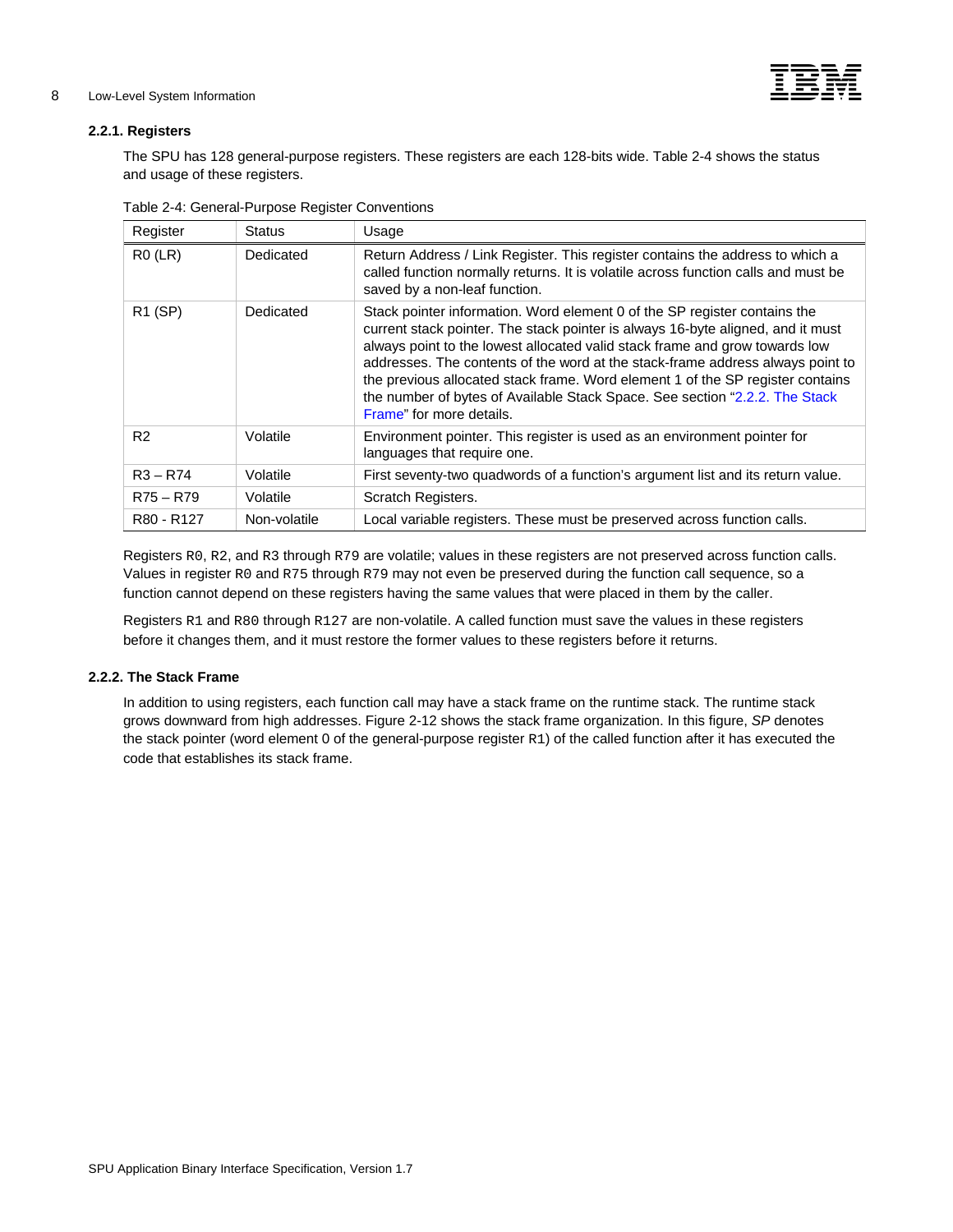### 2.2.1. Registers

The SPU has 128 general-purpose registers. These registers are each 128-bits wide. Table 2-4 shows the status and usage of these registers.

Table 2-4: General-Purpose Register Conventions

| Register | Status | Usage |
|---|---|---|
| R0 (LR) | Dedicated | Return Address / Link Register. This register contains the address to which a called function normally returns. It is volatile across function calls and must be saved by a non-leaf function. |
| R1 (SP) | Dedicated | Stack pointer information. Word element 0 of the SP register contains the current stack pointer. The stack pointer is always 16-byte aligned, and it must always point to the lowest allocated valid stack frame and grow towards low addresses. The contents of the word at the stack-frame address always point to the previous allocated stack frame. Word element 1 of the SP register contains the number of bytes of Available Stack Space. See section "2.2.2. The Stack Frame" for more details. |
| R2 | Volatile | Environment pointer. This register is used as an environment pointer for languages that require one. |
| R3 – R74 | Volatile | First seventy-two quadwords of a function's argument list and its return value. |
| R75 – R79 | Volatile | Scratch Registers. |
| R80 - R127 | Non-volatile | Local variable registers. These must be preserved across function calls. |

Registers `R0`, `R2`, and `R3` through `R79` are volatile; values in these registers are not preserved across function calls. Values in register `R0` and `R75` through `R79` may not even be preserved during the function call sequence, so a function cannot depend on these registers having the same values that were placed in them by the caller.

Registers `R1` and `R80` through `R127` are non-volatile. A called function must save the values in these registers before it changes them, and it must restore the former values to these registers before it returns.

### 2.2.2. The Stack Frame

In addition to using registers, each function call may have a stack frame on the runtime stack. The runtime stack grows downward from high addresses. Figure 2-12 shows the stack frame organization. In this figure, *SP* denotes the stack pointer (word element 0 of the general-purpose register `R1`) of the called function after it has executed the code that establishes its stack frame.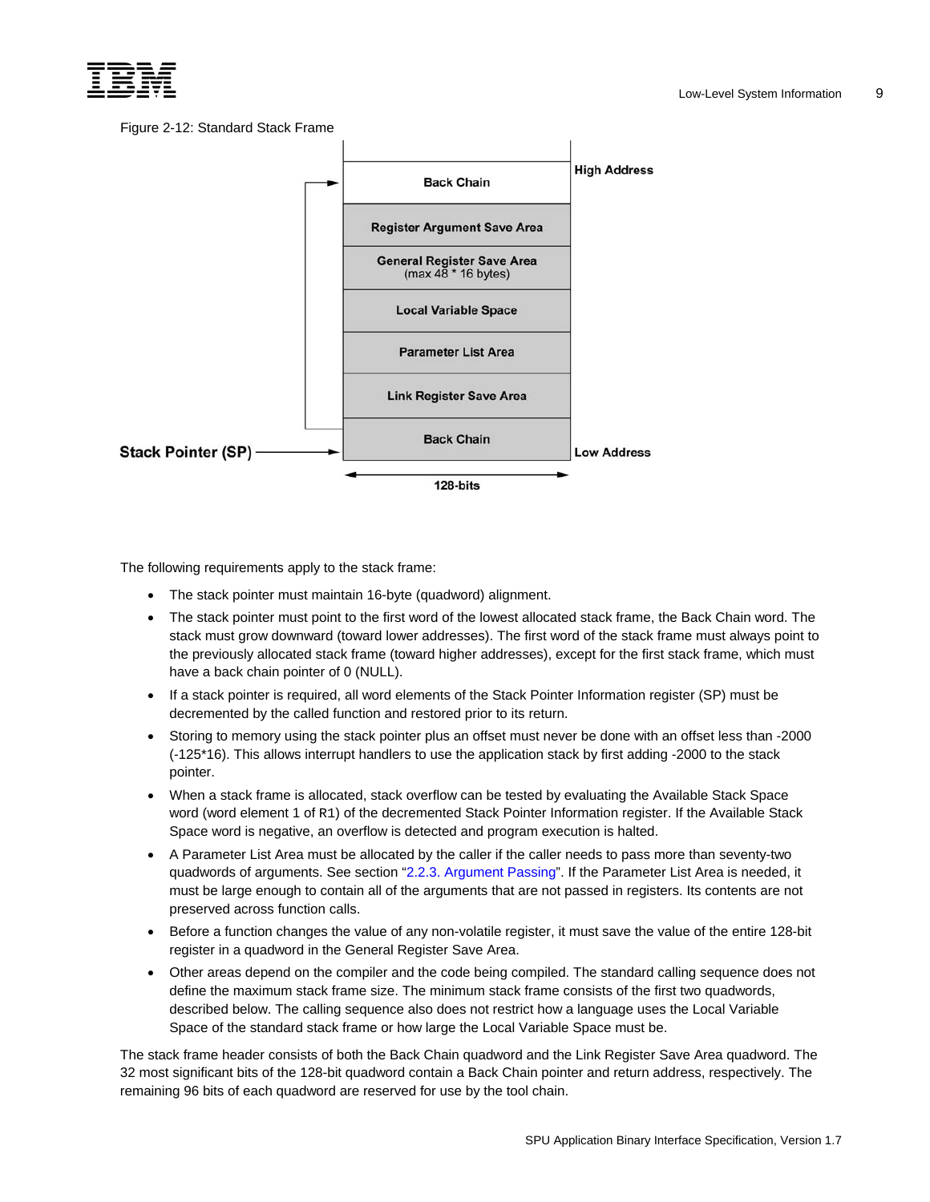Figure 2-12: Standard Stack Frame

| Stack Frame (128-bits) | |
|---|---|
| Back Chain | High Address |
| Register Argument Save Area | |
| General Register Save Area (max 48 * 16 bytes) | |
| Local Variable Space | |
| Parameter List Area | |
| Link Register Save Area | |
| Back Chain ← Stack Pointer (SP) | Low Address |

The following requirements apply to the stack frame:

- The stack pointer must maintain 16-byte (quadword) alignment.
- The stack pointer must point to the first word of the lowest allocated stack frame, the Back Chain word. The stack must grow downward (toward lower addresses). The first word of the stack frame must always point to the previously allocated stack frame (toward higher addresses), except for the first stack frame, which must have a back chain pointer of 0 (NULL).
- If a stack pointer is required, all word elements of the Stack Pointer Information register (SP) must be decremented by the called function and restored prior to its return.
- Storing to memory using the stack pointer plus an offset must never be done with an offset less than -2000 (-125*16). This allows interrupt handlers to use the application stack by first adding -2000 to the stack pointer.
- When a stack frame is allocated, stack overflow can be tested by evaluating the Available Stack Space word (word element 1 of R1) of the decremented Stack Pointer Information register. If the Available Stack Space word is negative, an overflow is detected and program execution is halted.
- A Parameter List Area must be allocated by the caller if the caller needs to pass more than seventy-two quadwords of arguments. See section "2.2.3. Argument Passing". If the Parameter List Area is needed, it must be large enough to contain all of the arguments that are not passed in registers. Its contents are not preserved across function calls.
- Before a function changes the value of any non-volatile register, it must save the value of the entire 128-bit register in a quadword in the General Register Save Area.
- Other areas depend on the compiler and the code being compiled. The standard calling sequence does not define the maximum stack frame size. The minimum stack frame consists of the first two quadwords, described below. The calling sequence also does not restrict how a language uses the Local Variable Space of the standard stack frame or how large the Local Variable Space must be.

The stack frame header consists of both the Back Chain quadword and the Link Register Save Area quadword. The 32 most significant bits of the 128-bit quadword contain a Back Chain pointer and return address, respectively. The remaining 96 bits of each quadword are reserved for use by the tool chain.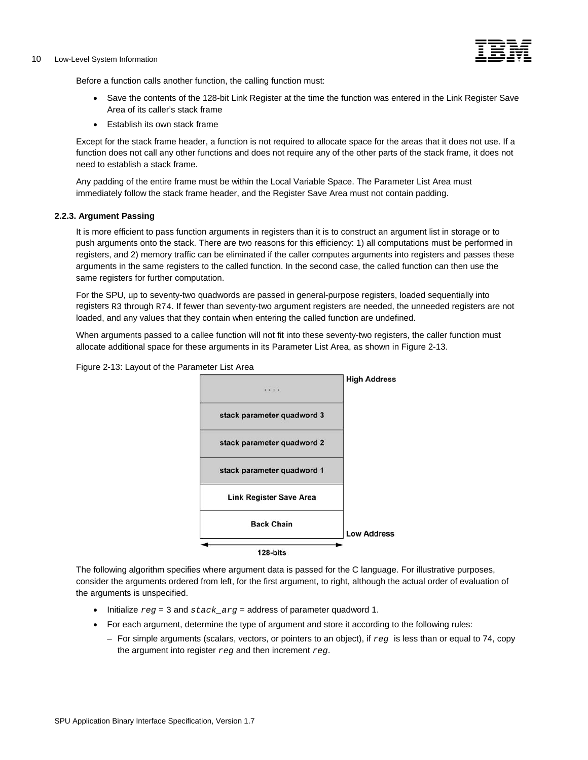Before a function calls another function, the calling function must:

- Save the contents of the 128-bit Link Register at the time the function was entered in the Link Register Save Area of its caller's stack frame
- Establish its own stack frame

Except for the stack frame header, a function is not required to allocate space for the areas that it does not use. If a function does not call any other functions and does not require any of the other parts of the stack frame, it does not need to establish a stack frame.

Any padding of the entire frame must be within the Local Variable Space. The Parameter List Area must immediately follow the stack frame header, and the Register Save Area must not contain padding.

### 2.2.3. Argument Passing

It is more efficient to pass function arguments in registers than it is to construct an argument list in storage or to push arguments onto the stack. There are two reasons for this efficiency: 1) all computations must be performed in registers, and 2) memory traffic can be eliminated if the caller computes arguments into registers and passes these arguments in the same registers to the called function. In the second case, the called function can then use the same registers for further computation.

For the SPU, up to seventy-two quadwords are passed in general-purpose registers, loaded sequentially into registers `R3` through `R74`. If fewer than seventy-two argument registers are needed, the unneeded registers are not loaded, and any values that they contain when entering the called function are undefined.

When arguments passed to a callee function will not fit into these seventy-two registers, the caller function must allocate additional space for these arguments in its Parameter List Area, as shown in Figure 2-13.

Figure 2-13: Layout of the Parameter List Area

| (128-bits) | |
|---|---|
| . . . . | High Address |
| stack parameter quadword 3 | |
| stack parameter quadword 2 | |
| stack parameter quadword 1 | |
| Link Register Save Area | |
| Back Chain | Low Address |

The following algorithm specifies where argument data is passed for the C language. For illustrative purposes, consider the arguments ordered from left, for the first argument, to right, although the actual order of evaluation of the arguments is unspecified.

- Initialize *`reg`* = 3 and *`stack_arg`* = address of parameter quadword 1.
- For each argument, determine the type of argument and store it according to the following rules:
  - For simple arguments (scalars, vectors, or pointers to an object), if *`reg`* is less than or equal to 74, copy the argument into register *`reg`* and then increment *`reg`*.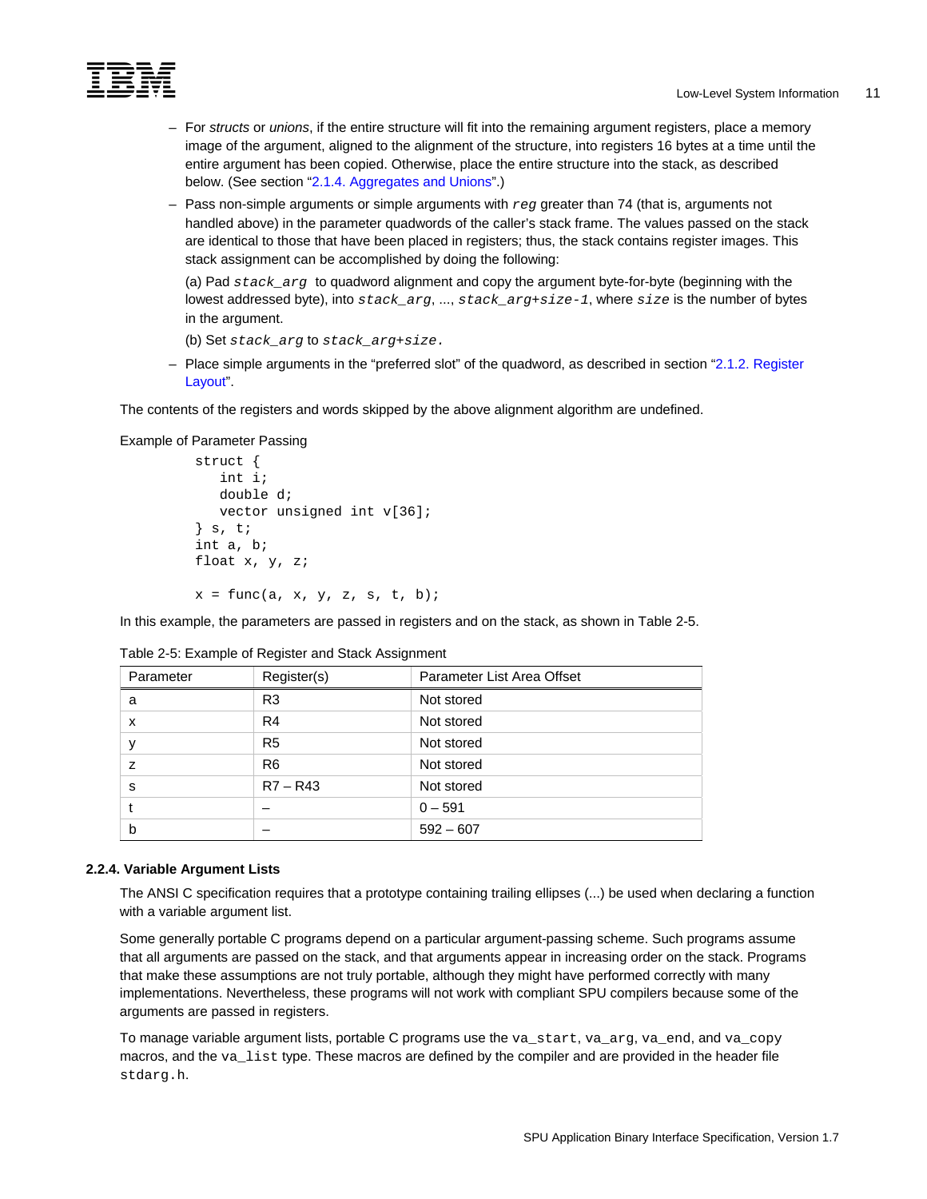– For *structs* or *unions*, if the entire structure will fit into the remaining argument registers, place a memory image of the argument, aligned to the alignment of the structure, into registers 16 bytes at a time until the entire argument has been copied. Otherwise, place the entire structure into the stack, as described below. (See section "2.1.4. Aggregates and Unions".)

– Pass non-simple arguments or simple arguments with *reg* greater than 74 (that is, arguments not handled above) in the parameter quadwords of the caller's stack frame. The values passed on the stack are identical to those that have been placed in registers; thus, the stack contains register images. This stack assignment can be accomplished by doing the following:

  (a) Pad *stack_arg* to quadword alignment and copy the argument byte-for-byte (beginning with the lowest addressed byte), into *stack_arg*, ..., *stack_arg+size-1*, where *size* is the number of bytes in the argument.

  (b) Set *stack_arg* to *stack_arg+size.*

– Place simple arguments in the "preferred slot" of the quadword, as described in section "2.1.2. Register Layout".

The contents of the registers and words skipped by the above alignment algorithm are undefined.

Example of Parameter Passing

```
struct {
   int i;
   double d;
   vector unsigned int v[36];
} s, t;
int a, b;
float x, y, z;

x = func(a, x, y, z, s, t, b);
```

In this example, the parameters are passed in registers and on the stack, as shown in Table 2-5.

Table 2-5: Example of Register and Stack Assignment

| Parameter | Register(s) | Parameter List Area Offset |
|---|---|---|
| a | R3 | Not stored |
| x | R4 | Not stored |
| y | R5 | Not stored |
| z | R6 | Not stored |
| s | R7 – R43 | Not stored |
| t | – | 0 – 591 |
| b | – | 592 – 607 |

### 2.2.4. Variable Argument Lists

The ANSI C specification requires that a prototype containing trailing ellipses (...) be used when declaring a function with a variable argument list.

Some generally portable C programs depend on a particular argument-passing scheme. Such programs assume that all arguments are passed on the stack, and that arguments appear in increasing order on the stack. Programs that make these assumptions are not truly portable, although they might have performed correctly with many implementations. Nevertheless, these programs will not work with compliant SPU compilers because some of the arguments are passed in registers.

To manage variable argument lists, portable C programs use the `va_start`, `va_arg`, `va_end`, and `va_copy` macros, and the `va_list` type. These macros are defined by the compiler and are provided in the header file `stdarg.h`.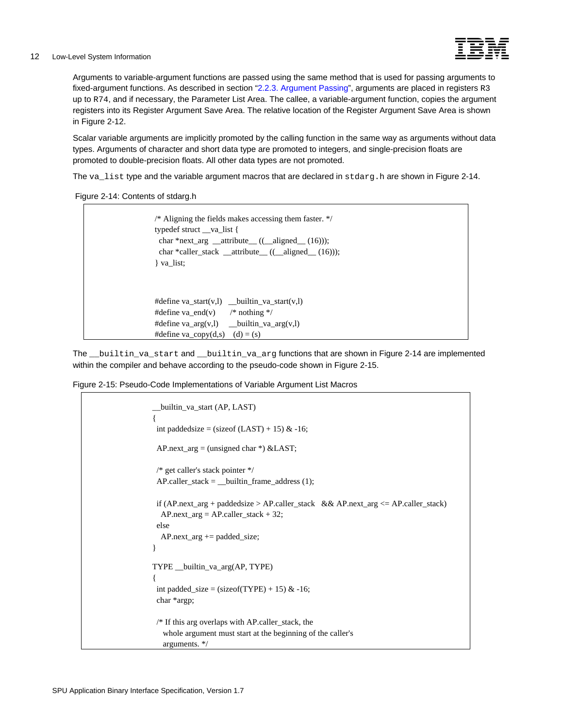Arguments to variable-argument functions are passed using the same method that is used for passing arguments to fixed-argument functions. As described in section "2.2.3. Argument Passing", arguments are placed in registers R3 up to R74, and if necessary, the Parameter List Area. The callee, a variable-argument function, copies the argument registers into its Register Argument Save Area. The relative location of the Register Argument Save Area is shown in Figure 2-12.

Scalar variable arguments are implicitly promoted by the calling function in the same way as arguments without data types. Arguments of character and short data type are promoted to integers, and single-precision floats are promoted to double-precision floats. All other data types are not promoted.

The `va_list` type and the variable argument macros that are declared in `stdarg.h` are shown in Figure 2-14.

Figure 2-14: Contents of stdarg.h

```
/* Aligning the fields makes accessing them faster. */
typedef struct __va_list {
  char *next_arg  __attribute__ ((__aligned__ (16)));
  char *caller_stack  __attribute__ ((__aligned__ (16)));
} va_list;


#define va_start(v,l)   __builtin_va_start(v,l)
#define va_end(v)       /* nothing */
#define va_arg(v,l)     __builtin_va_arg(v,l)
#define va_copy(d,s)    (d) = (s)
```

The `__builtin_va_start` and `__builtin_va_arg` functions that are shown in Figure 2-14 are implemented within the compiler and behave according to the pseudo-code shown in Figure 2-15.

Figure 2-15: Pseudo-Code Implementations of Variable Argument List Macros

```
__builtin_va_start (AP, LAST)
{
  int paddedsize = (sizeof (LAST) + 15) & -16;

  AP.next_arg = (unsigned char *) &LAST;

  /* get caller's stack pointer */
  AP.caller_stack = __builtin_frame_address (1);

  if (AP.next_arg + paddedsize > AP.caller_stack   && AP.next_arg <= AP.caller_stack)
    AP.next_arg = AP.caller_stack + 32;
  else
    AP.next_arg += padded_size;
}

TYPE __builtin_va_arg(AP, TYPE)
{
  int padded_size = (sizeof(TYPE) + 15) & -16;
  char *argp;

  /* If this arg overlaps with AP.caller_stack, the
     whole argument must start at the beginning of the caller's
     arguments. */
```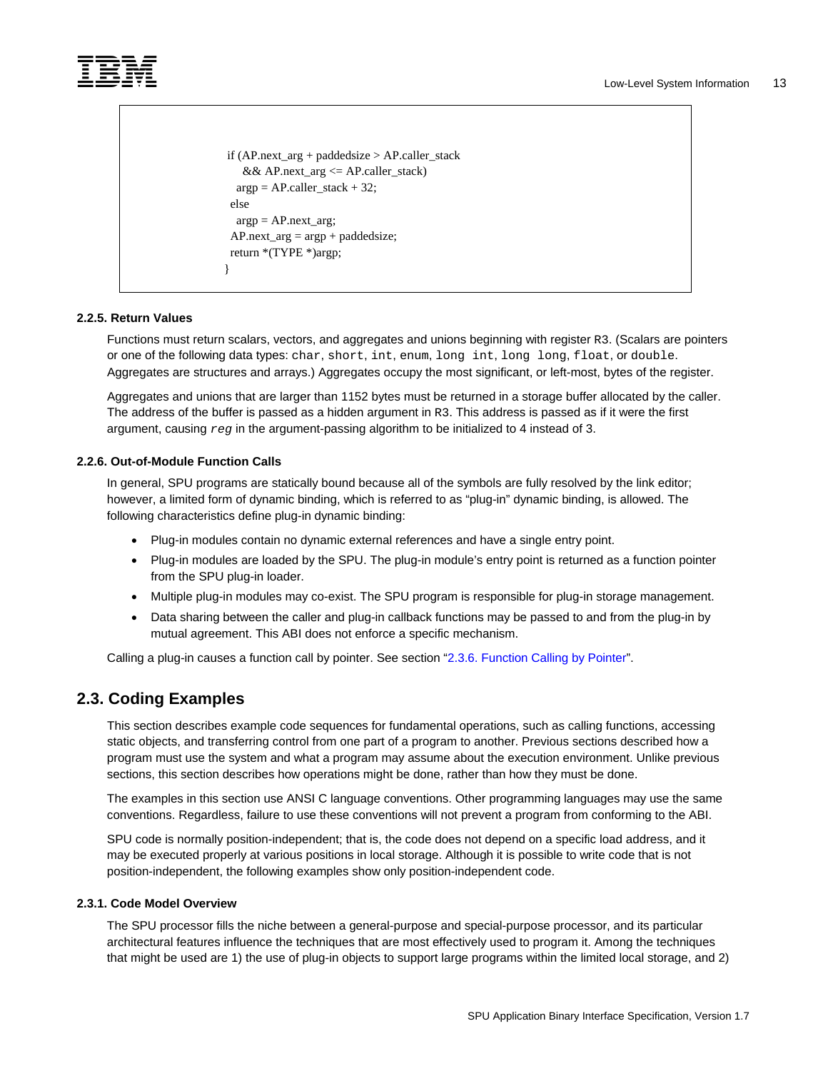```
if (AP.next_arg + paddedsize > AP.caller_stack
    && AP.next_arg <= AP.caller_stack)
  argp = AP.caller_stack + 32;
 else
  argp = AP.next_arg;
 AP.next_arg = argp + paddedsize;
 return *(TYPE *)argp;
}
```

#### 2.2.5. Return Values

Functions must return scalars, vectors, and aggregates and unions beginning with register `R3`. (Scalars are pointers or one of the following data types: `char`, `short`, `int`, `enum`, `long int`, `long long`, `float`, or `double`. Aggregates are structures and arrays.) Aggregates occupy the most significant, or left-most, bytes of the register.

Aggregates and unions that are larger than 1152 bytes must be returned in a storage buffer allocated by the caller. The address of the buffer is passed as a hidden argument in `R3`. This address is passed as if it were the first argument, causing *`reg`* in the argument-passing algorithm to be initialized to 4 instead of 3.

#### 2.2.6. Out-of-Module Function Calls

In general, SPU programs are statically bound because all of the symbols are fully resolved by the link editor; however, a limited form of dynamic binding, which is referred to as "plug-in" dynamic binding, is allowed. The following characteristics define plug-in dynamic binding:

- Plug-in modules contain no dynamic external references and have a single entry point.
- Plug-in modules are loaded by the SPU. The plug-in module's entry point is returned as a function pointer from the SPU plug-in loader.
- Multiple plug-in modules may co-exist. The SPU program is responsible for plug-in storage management.
- Data sharing between the caller and plug-in callback functions may be passed to and from the plug-in by mutual agreement. This ABI does not enforce a specific mechanism.

Calling a plug-in causes a function call by pointer. See section "2.3.6. Function Calling by Pointer".

## 2.3. Coding Examples

This section describes example code sequences for fundamental operations, such as calling functions, accessing static objects, and transferring control from one part of a program to another. Previous sections described how a program must use the system and what a program may assume about the execution environment. Unlike previous sections, this section describes how operations might be done, rather than how they must be done.

The examples in this section use ANSI C language conventions. Other programming languages may use the same conventions. Regardless, failure to use these conventions will not prevent a program from conforming to the ABI.

SPU code is normally position-independent; that is, the code does not depend on a specific load address, and it may be executed properly at various positions in local storage. Although it is possible to write code that is not position-independent, the following examples show only position-independent code.

#### 2.3.1. Code Model Overview

The SPU processor fills the niche between a general-purpose and special-purpose processor, and its particular architectural features influence the techniques that are most effectively used to program it. Among the techniques that might be used are 1) the use of plug-in objects to support large programs within the limited local storage, and 2)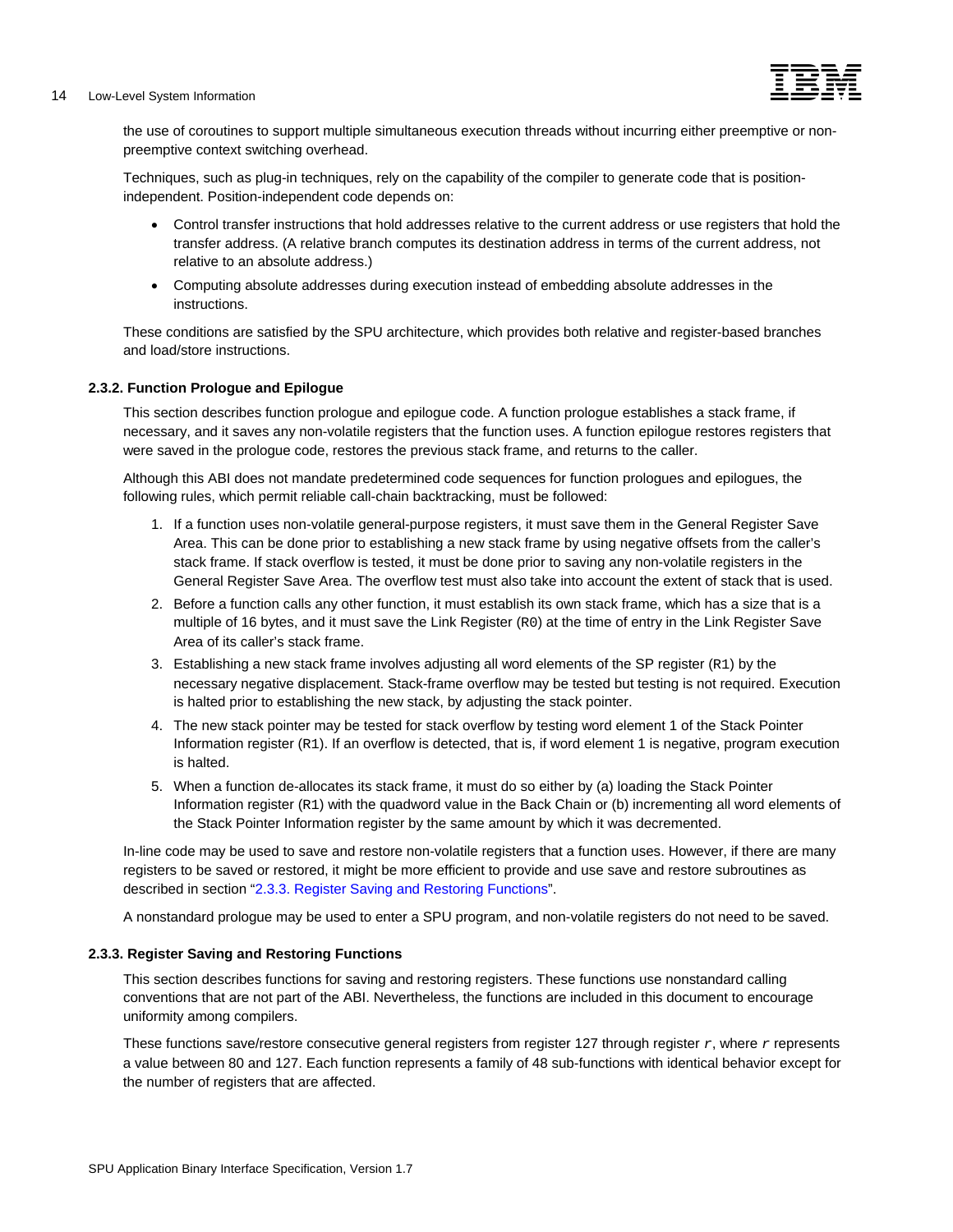the use of coroutines to support multiple simultaneous execution threads without incurring either preemptive or non-preemptive context switching overhead.

Techniques, such as plug-in techniques, rely on the capability of the compiler to generate code that is position-independent. Position-independent code depends on:

- Control transfer instructions that hold addresses relative to the current address or use registers that hold the transfer address. (A relative branch computes its destination address in terms of the current address, not relative to an absolute address.)
- Computing absolute addresses during execution instead of embedding absolute addresses in the instructions.

These conditions are satisfied by the SPU architecture, which provides both relative and register-based branches and load/store instructions.

### 2.3.2. Function Prologue and Epilogue

This section describes function prologue and epilogue code. A function prologue establishes a stack frame, if necessary, and it saves any non-volatile registers that the function uses. A function epilogue restores registers that were saved in the prologue code, restores the previous stack frame, and returns to the caller.

Although this ABI does not mandate predetermined code sequences for function prologues and epilogues, the following rules, which permit reliable call-chain backtracking, must be followed:

1. If a function uses non-volatile general-purpose registers, it must save them in the General Register Save Area. This can be done prior to establishing a new stack frame by using negative offsets from the caller's stack frame. If stack overflow is tested, it must be done prior to saving any non-volatile registers in the General Register Save Area. The overflow test must also take into account the extent of stack that is used.
2. Before a function calls any other function, it must establish its own stack frame, which has a size that is a multiple of 16 bytes, and it must save the Link Register (`R0`) at the time of entry in the Link Register Save Area of its caller's stack frame.
3. Establishing a new stack frame involves adjusting all word elements of the SP register (`R1`) by the necessary negative displacement. Stack-frame overflow may be tested but testing is not required. Execution is halted prior to establishing the new stack, by adjusting the stack pointer.
4. The new stack pointer may be tested for stack overflow by testing word element 1 of the Stack Pointer Information register (`R1`). If an overflow is detected, that is, if word element 1 is negative, program execution is halted.
5. When a function de-allocates its stack frame, it must do so either by (a) loading the Stack Pointer Information register (`R1`) with the quadword value in the Back Chain or (b) incrementing all word elements of the Stack Pointer Information register by the same amount by which it was decremented.

In-line code may be used to save and restore non-volatile registers that a function uses. However, if there are many registers to be saved or restored, it might be more efficient to provide and use save and restore subroutines as described in section "2.3.3. Register Saving and Restoring Functions".

A nonstandard prologue may be used to enter a SPU program, and non-volatile registers do not need to be saved.

### 2.3.3. Register Saving and Restoring Functions

This section describes functions for saving and restoring registers. These functions use nonstandard calling conventions that are not part of the ABI. Nevertheless, the functions are included in this document to encourage uniformity among compilers.

These functions save/restore consecutive general registers from register 127 through register *r*, where *r* represents a value between 80 and 127. Each function represents a family of 48 sub-functions with identical behavior except for the number of registers that are affected.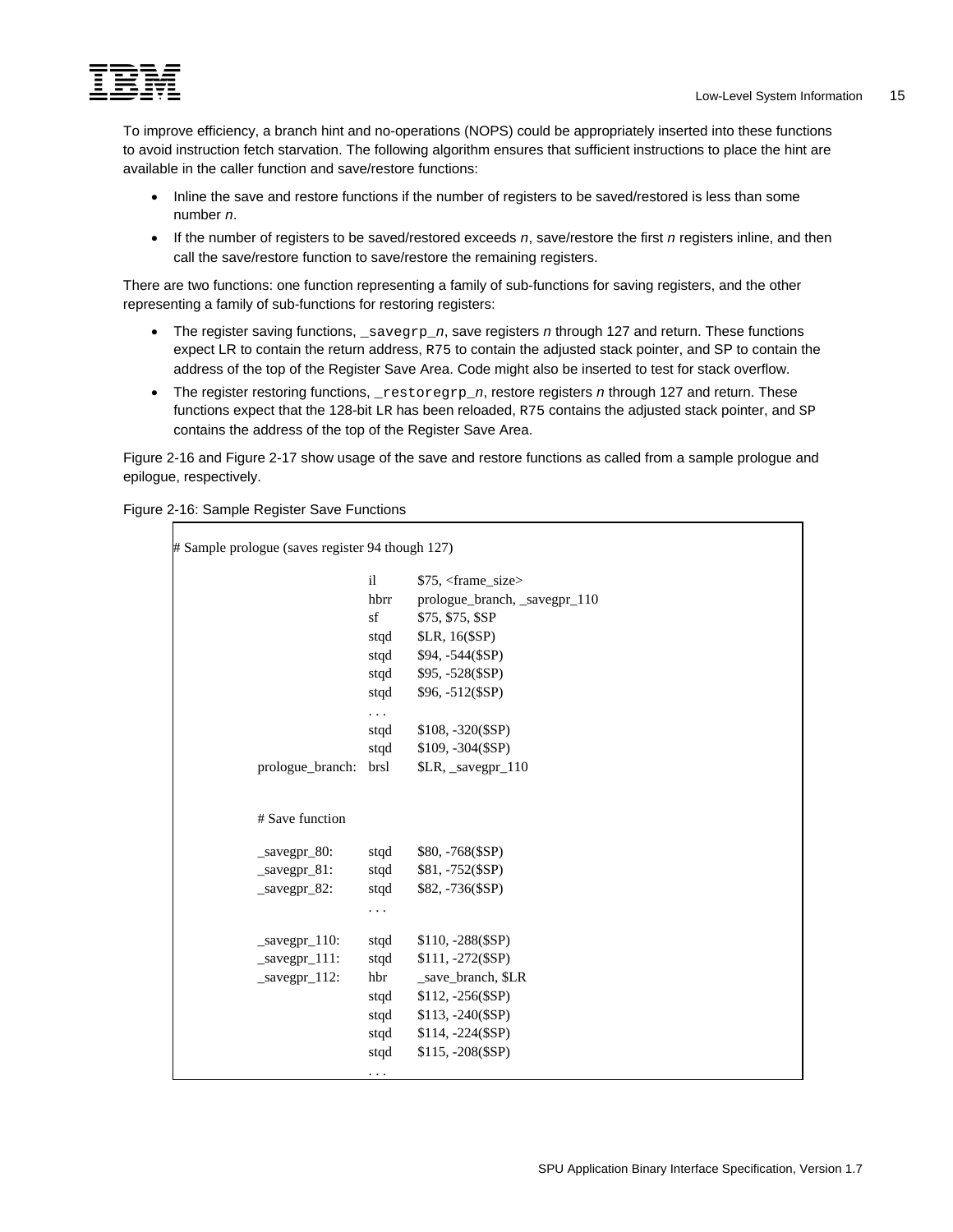To improve efficiency, a branch hint and no-operations (NOPS) could be appropriately inserted into these functions to avoid instruction fetch starvation. The following algorithm ensures that sufficient instructions to place the hint are available in the caller function and save/restore functions:

- Inline the save and restore functions if the number of registers to be saved/restored is less than some number *n*.
- If the number of registers to be saved/restored exceeds *n*, save/restore the first *n* registers inline, and then call the save/restore function to save/restore the remaining registers.

There are two functions: one function representing a family of sub-functions for saving registers, and the other representing a family of sub-functions for restoring registers:

- The register saving functions, `_savegrp_n`, save registers *n* through 127 and return. These functions expect LR to contain the return address, R75 to contain the adjusted stack pointer, and SP to contain the address of the top of the Register Save Area. Code might also be inserted to test for stack overflow.
- The register restoring functions, `_restoregrp_n`, restore registers *n* through 127 and return. These functions expect that the 128-bit LR has been reloaded, R75 contains the adjusted stack pointer, and SP contains the address of the top of the Register Save Area.

Figure 2-16 and Figure 2-17 show usage of the save and restore functions as called from a sample prologue and epilogue, respectively.

Figure 2-16: Sample Register Save Functions

```
# Sample prologue (saves register 94 though 127)
                    il      $75, <frame_size>
                    hbrr    prologue_branch, _savegpr_110
                    sf      $75, $75, $SP
                    stqd    $LR, 16($SP)
                    stqd    $94, -544($SP)
                    stqd    $95, -528($SP)
                    stqd    $96, -512($SP)
                    . . .
                    stqd    $108, -320($SP)
                    stqd    $109, -304($SP)
  prologue_branch:  brsl    $LR, _savegpr_110


  # Save function

  _savegpr_80:      stqd    $80, -768($SP)
  _savegpr_81:      stqd    $81, -752($SP)
  _savegpr_82:      stqd    $82, -736($SP)
                    . . .

  _savegpr_110:     stqd    $110, -288($SP)
  _savegpr_111:     stqd    $111, -272($SP)
  _savegpr_112:     hbr     _save_branch, $LR
                    stqd    $112, -256($SP)
                    stqd    $113, -240($SP)
                    stqd    $114, -224($SP)
                    stqd    $115, -208($SP)
                    . . .
```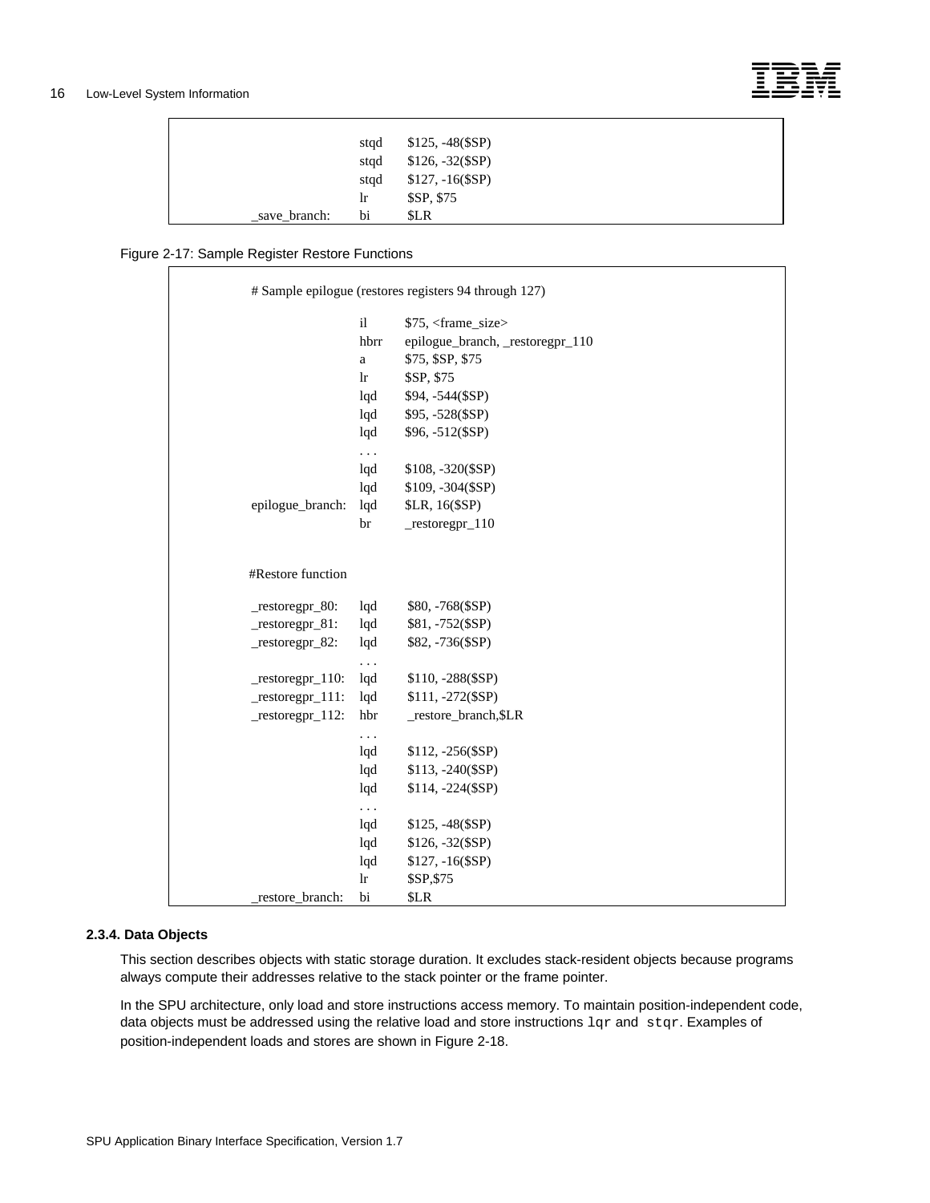```
                 stqd    $125, -48($SP)
                 stqd    $126, -32($SP)
                 stqd    $127, -16($SP)
                 lr      $SP, $75
_save_branch:    bi      $LR
```

Figure 2-17: Sample Register Restore Functions

```
# Sample epilogue (restores registers 94 through 127)

                   il      $75, <frame_size>
                   hbrr    epilogue_branch, _restoregpr_110
                   a       $75, $SP, $75
                   lr      $SP, $75
                   lqd     $94, -544($SP)
                   lqd     $95, -528($SP)
                   lqd     $96, -512($SP)
                   . . .
                   lqd     $108, -320($SP)
                   lqd     $109, -304($SP)
epilogue_branch:   lqd     $LR, 16($SP)
                   br      _restoregpr_110


#Restore function

_restoregpr_80:    lqd     $80, -768($SP)
_restoregpr_81:    lqd     $81, -752($SP)
_restoregpr_82:    lqd     $82, -736($SP)
                   . . .
_restoregpr_110:   lqd     $110, -288($SP)
_restoregpr_111:   lqd     $111, -272($SP)
_restoregpr_112:   hbr     _restore_branch,$LR
                   . . .
                   lqd     $112, -256($SP)
                   lqd     $113, -240($SP)
                   lqd     $114, -224($SP)
                   . . .
                   lqd     $125, -48($SP)
                   lqd     $126, -32($SP)
                   lqd     $127, -16($SP)
                   lr      $SP,$75
_restore_branch:   bi      $LR
```

### 2.3.4. Data Objects

This section describes objects with static storage duration. It excludes stack-resident objects because programs always compute their addresses relative to the stack pointer or the frame pointer.

In the SPU architecture, only load and store instructions access memory. To maintain position-independent code, data objects must be addressed using the relative load and store instructions `lqr` and `stqr`. Examples of position-independent loads and stores are shown in Figure 2-18.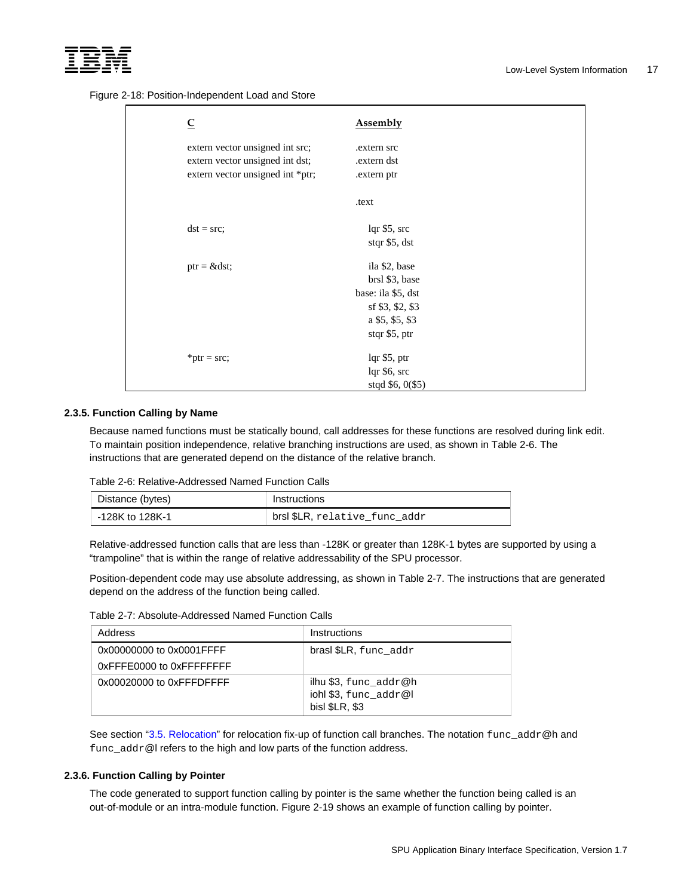Figure 2-18: Position-Independent Load and Store

| C | Assembly |
|---|---|
| extern vector unsigned int src;<br>extern vector unsigned int dst;<br>extern vector unsigned int *ptr; | .extern src<br>.extern dst<br>.extern ptr |
| | .text |
| dst = src; | lqr $5, src<br>stqr $5, dst |
| ptr = &dst; | ila $2, base<br>brsl $3, base<br>base: ila $5, dst<br>sf $3, $2, $3<br>a $5, $5, $3<br>stqr $5, ptr |
| *ptr = src; | lqr $5, ptr<br>lqr $6, src<br>stqd $6, 0($5) |

### 2.3.5. Function Calling by Name

Because named functions must be statically bound, call addresses for these functions are resolved during link edit. To maintain position independence, relative branching instructions are used, as shown in Table 2-6. The instructions that are generated depend on the distance of the relative branch.

Table 2-6: Relative-Addressed Named Function Calls

| Distance (bytes) | Instructions |
|---|---|
| -128K to 128K-1 | brsl $LR, `relative_func_addr` |

Relative-addressed function calls that are less than -128K or greater than 128K-1 bytes are supported by using a "trampoline" that is within the range of relative addressability of the SPU processor.

Position-dependent code may use absolute addressing, as shown in Table 2-7. The instructions that are generated depend on the address of the function being called.

Table 2-7: Absolute-Addressed Named Function Calls

| Address | Instructions |
|---|---|
| 0x00000000 to 0x0001FFFF<br>0xFFFE0000 to 0xFFFFFFFF | brasl $LR, `func_addr` |
| 0x00020000 to 0xFFFDFFFF | ilhu $3, `func_addr@h`<br>iohl $3, `func_addr@l`<br>bisl $LR, $3 |

See section "3.5. Relocation" for relocation fix-up of function call branches. The notation `func_addr@h` and `func_addr@l` refers to the high and low parts of the function address.

### 2.3.6. Function Calling by Pointer

The code generated to support function calling by pointer is the same whether the function being called is an out-of-module or an intra-module function. Figure 2-19 shows an example of function calling by pointer.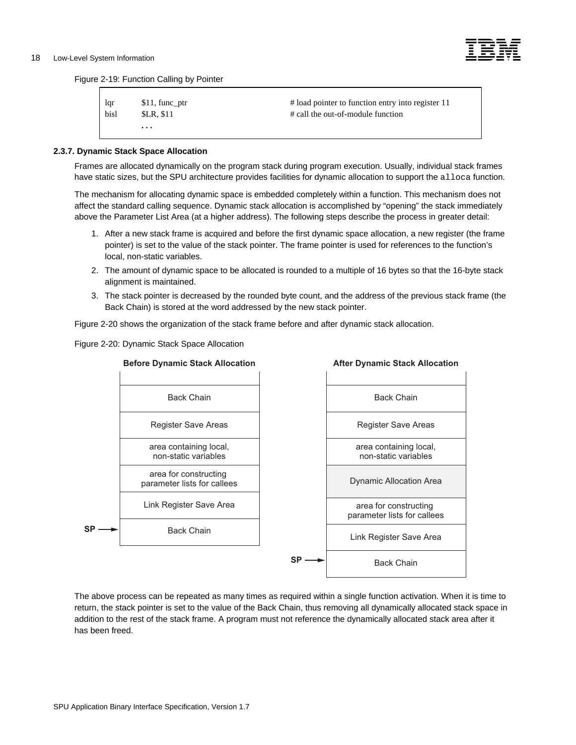Figure 2-19: Function Calling by Pointer

```
lqr     $11, func_ptr          # load pointer to function entry into register 11
bisl    $LR, $11               # call the out-of-module function
        . . .
```

### 2.3.7. Dynamic Stack Space Allocation

Frames are allocated dynamically on the program stack during program execution. Usually, individual stack frames have static sizes, but the SPU architecture provides facilities for dynamic allocation to support the `alloca` function.

The mechanism for allocating dynamic space is embedded completely within a function. This mechanism does not affect the standard calling sequence. Dynamic stack allocation is accomplished by “opening” the stack immediately above the Parameter List Area (at a higher address). The following steps describe the process in greater detail:

1. After a new stack frame is acquired and before the first dynamic space allocation, a new register (the frame pointer) is set to the value of the stack pointer. The frame pointer is used for references to the function’s local, non-static variables.
2. The amount of dynamic space to be allocated is rounded to a multiple of 16 bytes so that the 16-byte stack alignment is maintained.
3. The stack pointer is decreased by the rounded byte count, and the address of the previous stack frame (the Back Chain) is stored at the word addressed by the new stack pointer.

Figure 2-20 shows the organization of the stack frame before and after dynamic stack allocation.

Figure 2-20: Dynamic Stack Space Allocation

| Before Dynamic Stack Allocation | After Dynamic Stack Allocation |
|---|---|
| Back Chain | Back Chain |
| Register Save Areas | Register Save Areas |
| area containing local, non-static variables | area containing local, non-static variables |
| area for constructing parameter lists for callees | Dynamic Allocation Area |
| Link Register Save Area | area for constructing parameter lists for callees |
| SP → Back Chain | Link Register Save Area |
| | SP → Back Chain |

The above process can be repeated as many times as required within a single function activation. When it is time to return, the stack pointer is set to the value of the Back Chain, thus removing all dynamically allocated stack space in addition to the rest of the stack frame. A program must not reference the dynamically allocated stack area after it has been freed.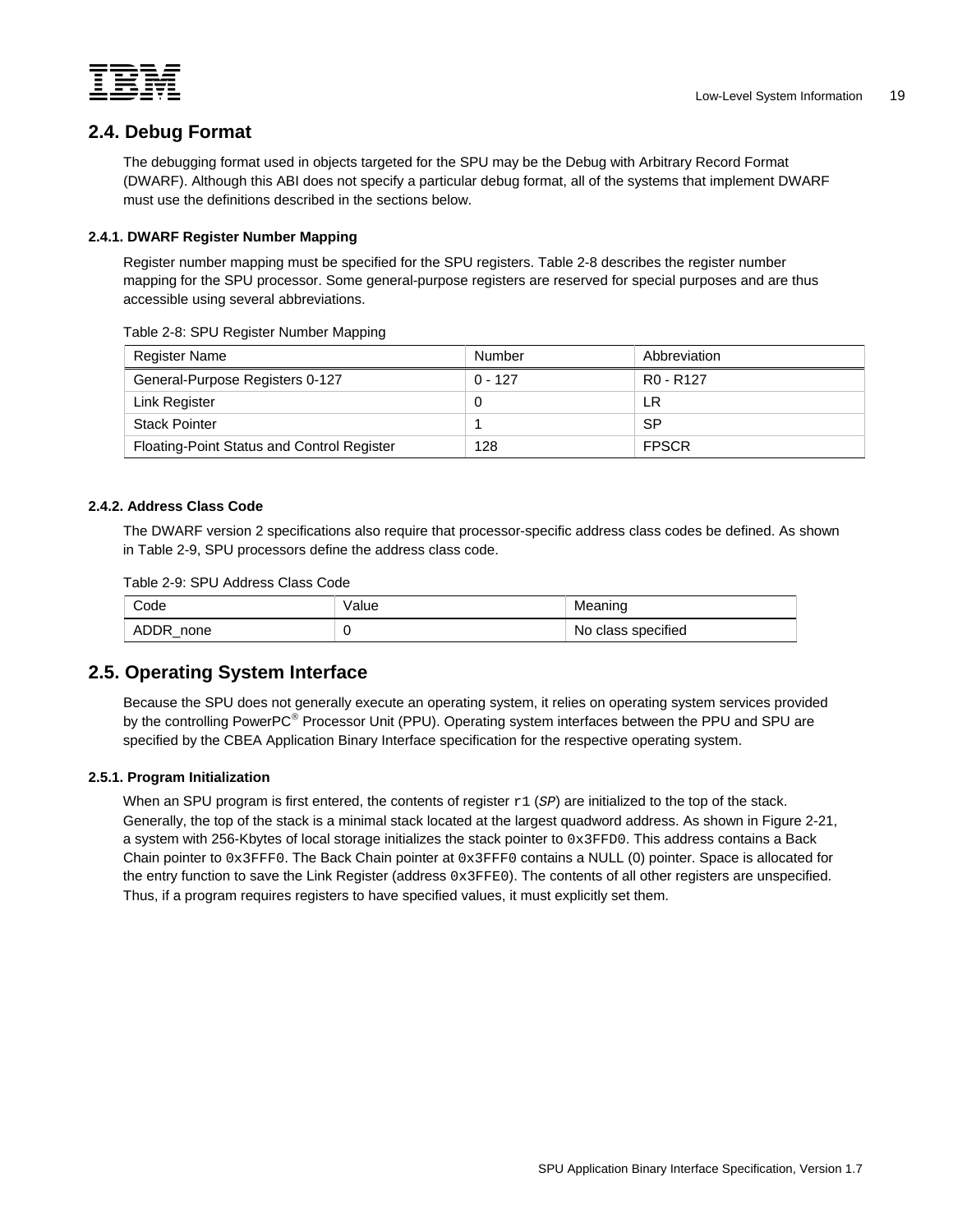## 2.4. Debug Format

The debugging format used in objects targeted for the SPU may be the Debug with Arbitrary Record Format (DWARF). Although this ABI does not specify a particular debug format, all of the systems that implement DWARF must use the definitions described in the sections below.

### 2.4.1. DWARF Register Number Mapping

Register number mapping must be specified for the SPU registers. Table 2-8 describes the register number mapping for the SPU processor. Some general-purpose registers are reserved for special purposes and are thus accessible using several abbreviations.

Table 2-8: SPU Register Number Mapping

| Register Name | Number | Abbreviation |
|---|---|---|
| General-Purpose Registers 0-127 | 0 - 127 | R0 - R127 |
| Link Register | 0 | LR |
| Stack Pointer | 1 | SP |
| Floating-Point Status and Control Register | 128 | FPSCR |

### 2.4.2. Address Class Code

The DWARF version 2 specifications also require that processor-specific address class codes be defined. As shown in Table 2-9, SPU processors define the address class code.

Table 2-9: SPU Address Class Code

| Code | Value | Meaning |
|---|---|---|
| ADDR_none | 0 | No class specified |

## 2.5. Operating System Interface

Because the SPU does not generally execute an operating system, it relies on operating system services provided by the controlling PowerPC® Processor Unit (PPU). Operating system interfaces between the PPU and SPU are specified by the CBEA Application Binary Interface specification for the respective operating system.

### 2.5.1. Program Initialization

When an SPU program is first entered, the contents of register `r1` (*SP*) are initialized to the top of the stack. Generally, the top of the stack is a minimal stack located at the largest quadword address. As shown in Figure 2-21, a system with 256-Kbytes of local storage initializes the stack pointer to `0x3FFD0`. This address contains a Back Chain pointer to `0x3FFF0`. The Back Chain pointer at `0x3FFF0` contains a NULL (0) pointer. Space is allocated for the entry function to save the Link Register (address `0x3FFE0`). The contents of all other registers are unspecified. Thus, if a program requires registers to have specified values, it must explicitly set them.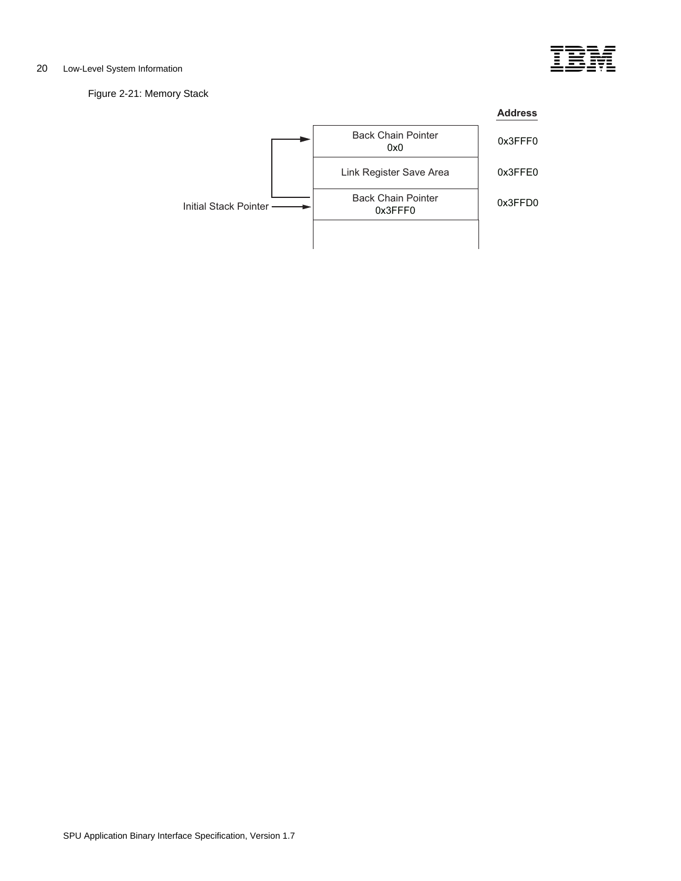Figure 2-21: Memory Stack

| | Address |
|---|---|
| Back Chain Pointer 0x0 | 0x3FFF0 |
| Link Register Save Area | 0x3FFE0 |
| Back Chain Pointer 0x3FFF0 | 0x3FFD0 |
| | |

Initial Stack Pointer → 0x3FFD0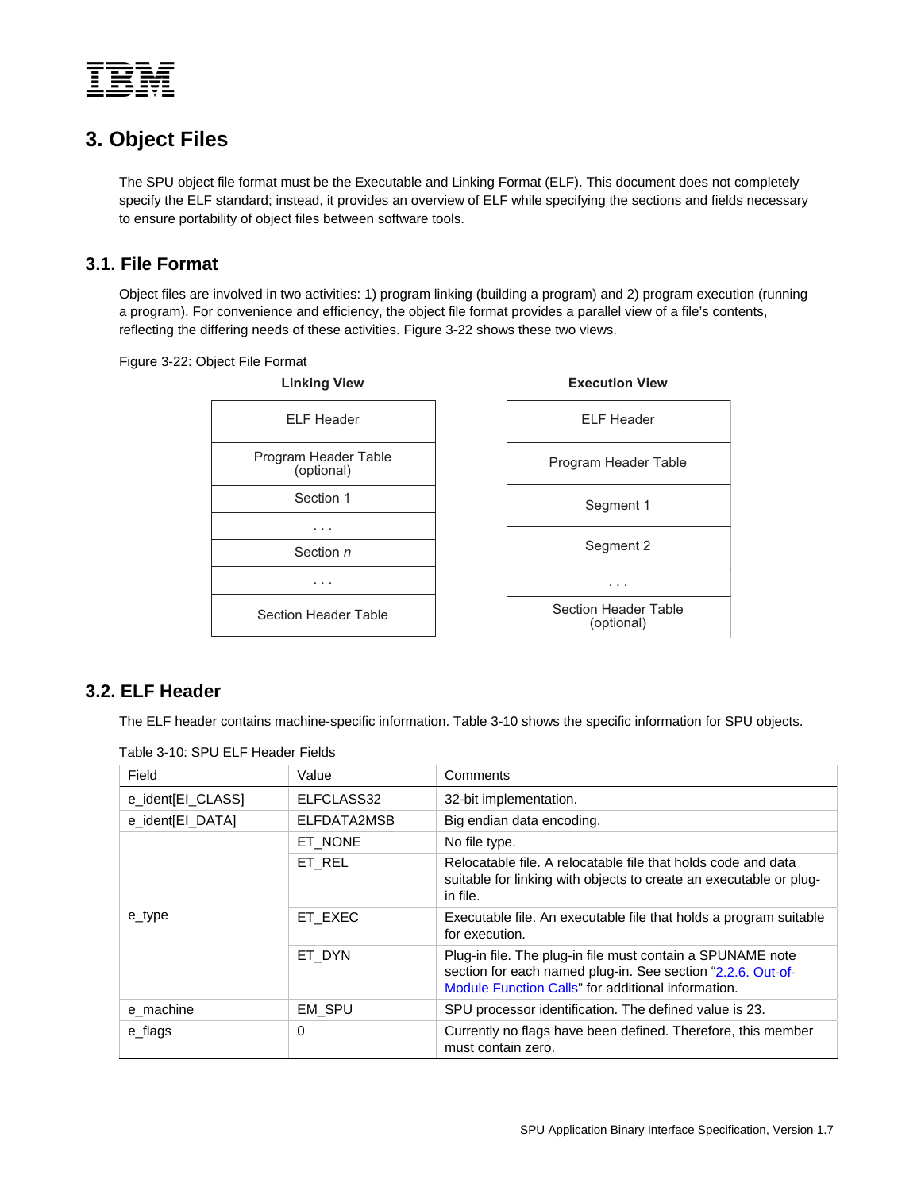# 3. Object Files

The SPU object file format must be the Executable and Linking Format (ELF). This document does not completely specify the ELF standard; instead, it provides an overview of ELF while specifying the sections and fields necessary to ensure portability of object files between software tools.

## 3.1. File Format

Object files are involved in two activities: 1) program linking (building a program) and 2) program execution (running a program). For convenience and efficiency, the object file format provides a parallel view of a file's contents, reflecting the differing needs of these activities. Figure 3-22 shows these two views.

Figure 3-22: Object File Format

| Linking View |
|---|
| ELF Header |
| Program Header Table (optional) |
| Section 1 |
| . . . |
| Section *n* |
| . . . |
| Section Header Table |

| Execution View |
|---|
| ELF Header |
| Program Header Table |
| Segment 1 |
| Segment 2 |
| . . . |
| Section Header Table (optional) |

## 3.2. ELF Header

The ELF header contains machine-specific information. Table 3-10 shows the specific information for SPU objects.

Table 3-10: SPU ELF Header Fields

| Field | Value | Comments |
|---|---|---|
| e_ident[EI_CLASS] | ELFCLASS32 | 32-bit implementation. |
| e_ident[EI_DATA] | ELFDATA2MSB | Big endian data encoding. |
| e_type | ET_NONE | No file type. |
| | ET_REL | Relocatable file. A relocatable file that holds code and data suitable for linking with objects to create an executable or plug-in file. |
| | ET_EXEC | Executable file. An executable file that holds a program suitable for execution. |
| | ET_DYN | Plug-in file. The plug-in file must contain a SPUNAME note section for each named plug-in. See section "2.2.6. Out-of-Module Function Calls" for additional information. |
| e_machine | EM_SPU | SPU processor identification. The defined value is 23. |
| e_flags | 0 | Currently no flags have been defined. Therefore, this member must contain zero. |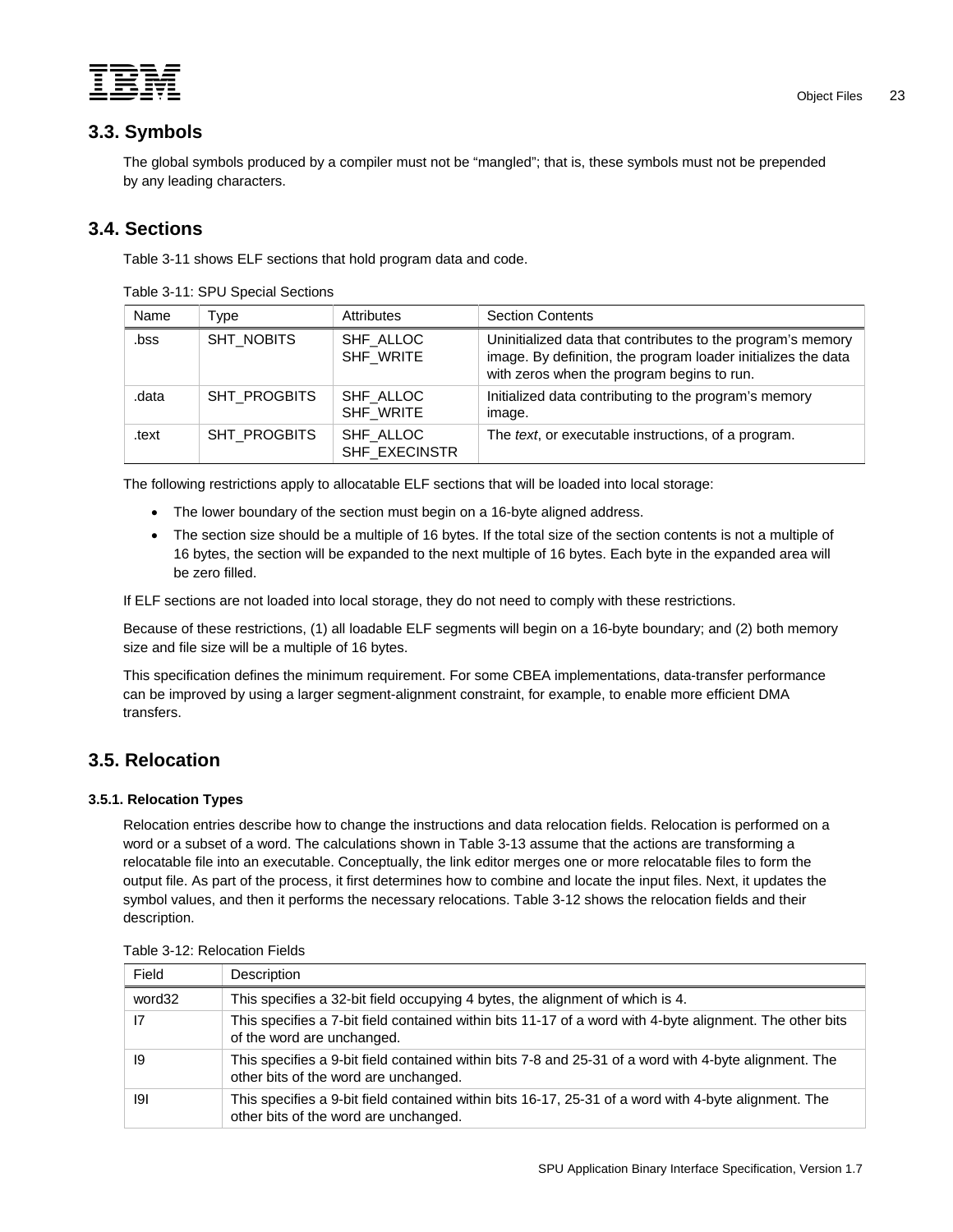## 3.3. Symbols

The global symbols produced by a compiler must not be "mangled"; that is, these symbols must not be prepended by any leading characters.

## 3.4. Sections

Table 3-11 shows ELF sections that hold program data and code.

Table 3-11: SPU Special Sections

| Name | Type | Attributes | Section Contents |
|---|---|---|---|
| .bss | SHT_NOBITS | SHF_ALLOC SHF_WRITE | Uninitialized data that contributes to the program's memory image. By definition, the program loader initializes the data with zeros when the program begins to run. |
| .data | SHT_PROGBITS | SHF_ALLOC SHF_WRITE | Initialized data contributing to the program's memory image. |
| .text | SHT_PROGBITS | SHF_ALLOC SHF_EXECINSTR | The *text*, or executable instructions, of a program. |

The following restrictions apply to allocatable ELF sections that will be loaded into local storage:

- The lower boundary of the section must begin on a 16-byte aligned address.
- The section size should be a multiple of 16 bytes. If the total size of the section contents is not a multiple of 16 bytes, the section will be expanded to the next multiple of 16 bytes. Each byte in the expanded area will be zero filled.

If ELF sections are not loaded into local storage, they do not need to comply with these restrictions.

Because of these restrictions, (1) all loadable ELF segments will begin on a 16-byte boundary; and (2) both memory size and file size will be a multiple of 16 bytes.

This specification defines the minimum requirement. For some CBEA implementations, data-transfer performance can be improved by using a larger segment-alignment constraint, for example, to enable more efficient DMA transfers.

## 3.5. Relocation

### 3.5.1. Relocation Types

Relocation entries describe how to change the instructions and data relocation fields. Relocation is performed on a word or a subset of a word. The calculations shown in Table 3-13 assume that the actions are transforming a relocatable file into an executable. Conceptually, the link editor merges one or more relocatable files to form the output file. As part of the process, it first determines how to combine and locate the input files. Next, it updates the symbol values, and then it performs the necessary relocations. Table 3-12 shows the relocation fields and their description.

Table 3-12: Relocation Fields

| Field | Description |
|---|---|
| word32 | This specifies a 32-bit field occupying 4 bytes, the alignment of which is 4. |
| I7 | This specifies a 7-bit field contained within bits 11-17 of a word with 4-byte alignment. The other bits of the word are unchanged. |
| I9 | This specifies a 9-bit field contained within bits 7-8 and 25-31 of a word with 4-byte alignment. The other bits of the word are unchanged. |
| I9I | This specifies a 9-bit field contained within bits 16-17, 25-31 of a word with 4-byte alignment. The other bits of the word are unchanged. |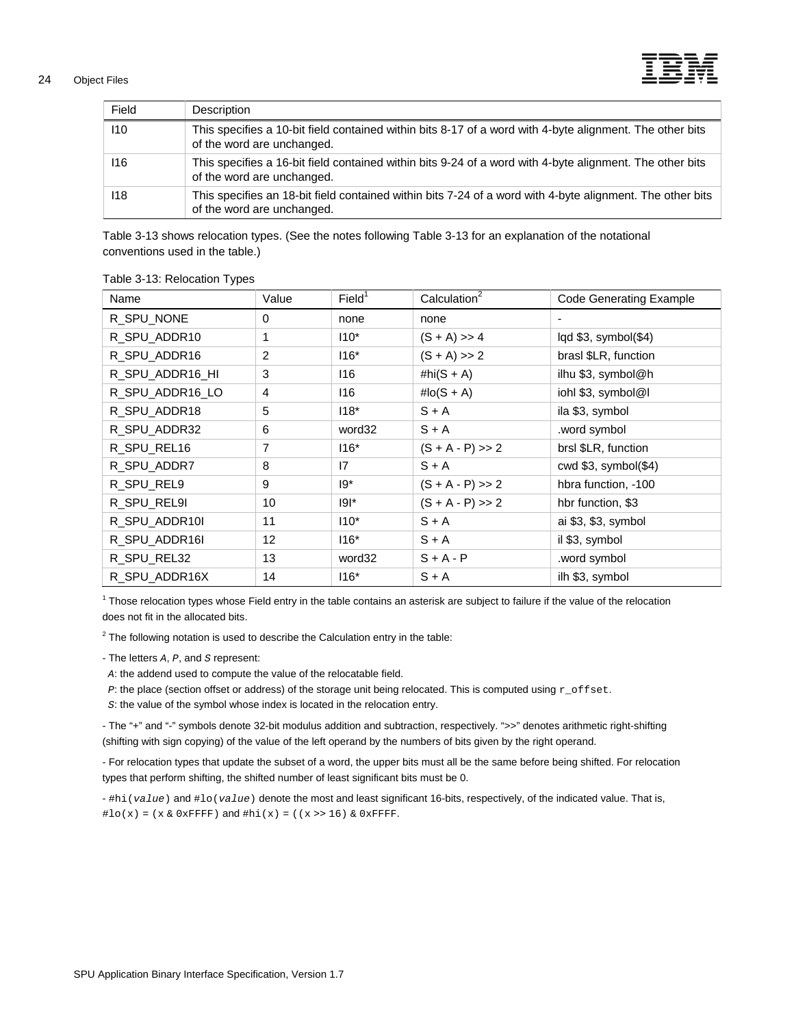| Field | Description |
|---|---|
| I10 | This specifies a 10-bit field contained within bits 8-17 of a word with 4-byte alignment. The other bits of the word are unchanged. |
| I16 | This specifies a 16-bit field contained within bits 9-24 of a word with 4-byte alignment. The other bits of the word are unchanged. |
| I18 | This specifies an 18-bit field contained within bits 7-24 of a word with 4-byte alignment. The other bits of the word are unchanged. |

Table 3-13 shows relocation types. (See the notes following Table 3-13 for an explanation of the notational conventions used in the table.)

Table 3-13: Relocation Types

| Name | Value | Field[1] | Calculation[2] | Code Generating Example |
|---|---|---|---|---|
| R_SPU_NONE | 0 | none | none | - |
| R_SPU_ADDR10 | 1 | I10* | (S + A) >> 4 | lqd $3, symbol($4) |
| R_SPU_ADDR16 | 2 | I16* | (S + A) >> 2 | brasl $LR, function |
| R_SPU_ADDR16_HI | 3 | I16 | #hi(S + A) | ilhu $3, symbol@h |
| R_SPU_ADDR16_LO | 4 | I16 | #lo(S + A) | iohl $3, symbol@l |
| R_SPU_ADDR18 | 5 | I18* | S + A | ila $3, symbol |
| R_SPU_ADDR32 | 6 | word32 | S + A | .word symbol |
| R_SPU_REL16 | 7 | I16* | (S + A - P) >> 2 | brsl $LR, function |
| R_SPU_ADDR7 | 8 | I7 | S + A | cwd $3, symbol($4) |
| R_SPU_REL9 | 9 | I9* | (S + A - P) >> 2 | hbra function, -100 |
| R_SPU_REL9I | 10 | I9I* | (S + A - P) >> 2 | hbr function, $3 |
| R_SPU_ADDR10I | 11 | I10* | S + A | ai $3, $3, symbol |
| R_SPU_ADDR16I | 12 | I16* | S + A | il $3, symbol |
| R_SPU_REL32 | 13 | word32 | S + A - P | .word symbol |
| R_SPU_ADDR16X | 14 | I16* | S + A | ilh $3, symbol |

[1] Those relocation types whose Field entry in the table contains an asterisk are subject to failure if the value of the relocation does not fit in the allocated bits.

[2] The following notation is used to describe the Calculation entry in the table:

- The letters *A*, *P*, and *S* represent:
  - *A*: the addend used to compute the value of the relocatable field.
  - *P*: the place (section offset or address) of the storage unit being relocated. This is computed using `r_offset`.
  - *S*: the value of the symbol whose index is located in the relocation entry.

- The "+" and "-" symbols denote 32-bit modulus addition and subtraction, respectively. ">>" denotes arithmetic right-shifting (shifting with sign copying) of the value of the left operand by the numbers of bits given by the right operand.

- For relocation types that update the subset of a word, the upper bits must all be the same before being shifted. For relocation types that perform shifting, the shifted number of least significant bits must be 0.

- `#hi(value)` and `#lo(value)` denote the most and least significant 16-bits, respectively, of the indicated value. That is, `#lo(x) = (x & 0xFFFF)` and `#hi(x) = ((x >> 16) & 0xFFFF`.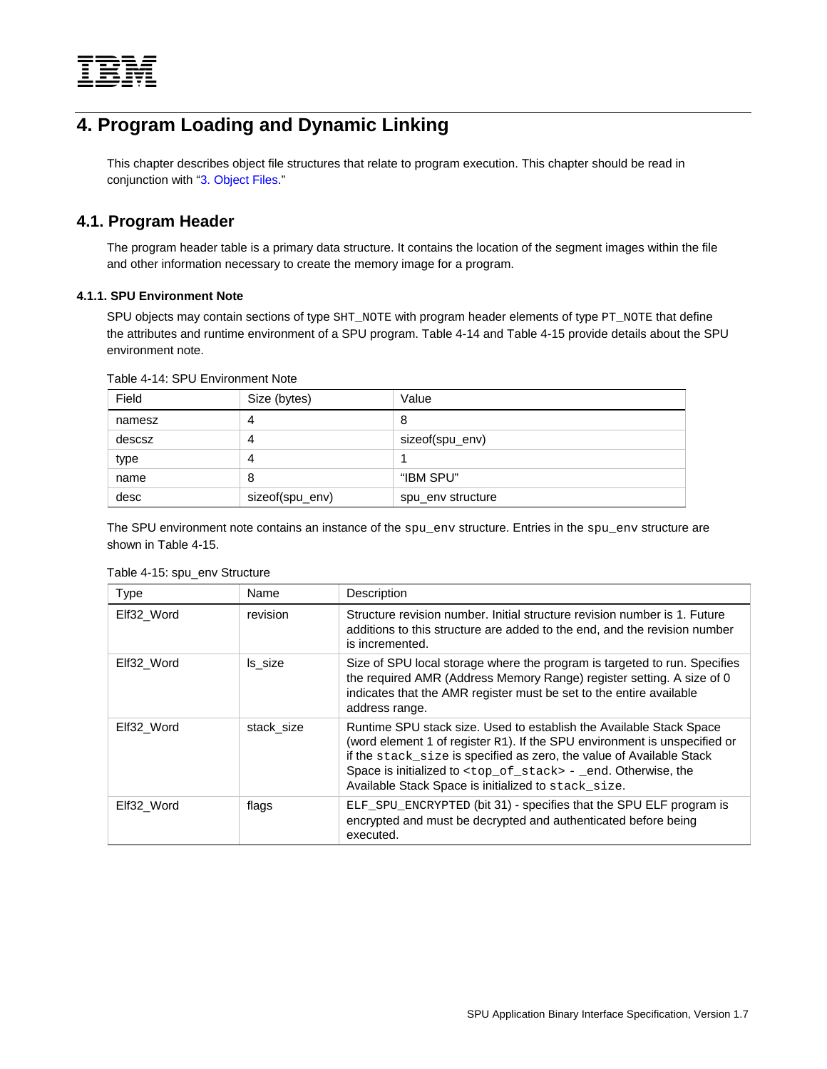# 4. Program Loading and Dynamic Linking

This chapter describes object file structures that relate to program execution. This chapter should be read in conjunction with "3. Object Files."

## 4.1. Program Header

The program header table is a primary data structure. It contains the location of the segment images within the file and other information necessary to create the memory image for a program.

### 4.1.1. SPU Environment Note

SPU objects may contain sections of type `SHT_NOTE` with program header elements of type `PT_NOTE` that define the attributes and runtime environment of a SPU program. Table 4-14 and Table 4-15 provide details about the SPU environment note.

Table 4-14: SPU Environment Note

| Field | Size (bytes) | Value |
|---|---|---|
| namesz | 4 | 8 |
| descsz | 4 | sizeof(spu_env) |
| type | 4 | 1 |
| name | 8 | "IBM SPU" |
| desc | sizeof(spu_env) | spu_env structure |

The SPU environment note contains an instance of the `spu_env` structure. Entries in the `spu_env` structure are shown in Table 4-15.

Table 4-15: spu_env Structure

| Type | Name | Description |
|---|---|---|
| Elf32_Word | revision | Structure revision number. Initial structure revision number is 1. Future additions to this structure are added to the end, and the revision number is incremented. |
| Elf32_Word | ls_size | Size of SPU local storage where the program is targeted to run. Specifies the required AMR (Address Memory Range) register setting. A size of 0 indicates that the AMR register must be set to the entire available address range. |
| Elf32_Word | stack_size | Runtime SPU stack size. Used to establish the Available Stack Space (word element 1 of register `R1`). If the SPU environment is unspecified or if the `stack_size` is specified as zero, the value of Available Stack Space is initialized to `<top_of_stack> - _end`. Otherwise, the Available Stack Space is initialized to `stack_size`. |
| Elf32_Word | flags | `ELF_SPU_ENCRYPTED` (bit 31) - specifies that the SPU ELF program is encrypted and must be decrypted and authenticated before being executed. |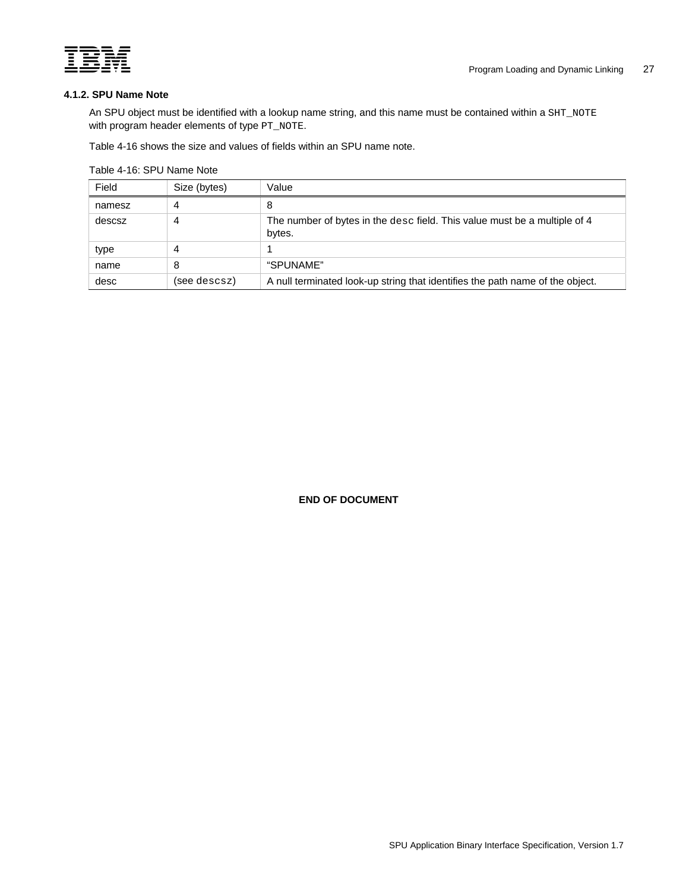### 4.1.2. SPU Name Note

An SPU object must be identified with a lookup name string, and this name must be contained within a `SHT_NOTE` with program header elements of type `PT_NOTE`.

Table 4-16 shows the size and values of fields within an SPU name note.

Table 4-16: SPU Name Note

| Field | Size (bytes) | Value |
|---|---|---|
| namesz | 4 | 8 |
| descsz | 4 | The number of bytes in the `desc` field. This value must be a multiple of 4 bytes. |
| type | 4 | 1 |
| name | 8 | “SPUNAME” |
| desc | (see `descsz`) | A null terminated look-up string that identifies the path name of the object. |

**END OF DOCUMENT**